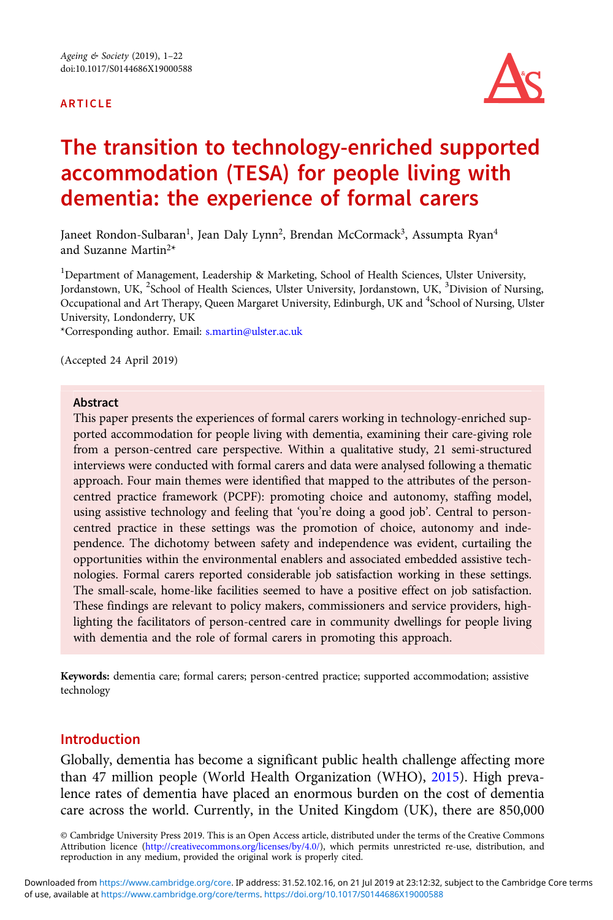ARTICLE

# The transition to technology-enriched supported accommodation (TESA) for people living with dementia: the experience of formal carers

Janeet Rondon-Sulbaran[1], Jean Daly Lynn[2], Brendan McCormack[3], Assumpta Ryan[4] and Suzanne Martin[2]*

[1]Department of Management, Leadership & Marketing, School of Health Sciences, Ulster University, Jordanstown, UK, [2]School of Health Sciences, Ulster University, Jordanstown, UK, [3]Division of Nursing, Occupational and Art Therapy, Queen Margaret University, Edinburgh, UK and [4]School of Nursing, Ulster University, Londonderry, UK

*Corresponding author. Email: s.martin@ulster.ac.uk

(Accepted 24 April 2019)

## Abstract

This paper presents the experiences of formal carers working in technology-enriched supported accommodation for people living with dementia, examining their care-giving role from a person-centred care perspective. Within a qualitative study, 21 semi-structured interviews were conducted with formal carers and data were analysed following a thematic approach. Four main themes were identified that mapped to the attributes of the person-centred practice framework (PCPF): promoting choice and autonomy, staffing model, using assistive technology and feeling that 'you're doing a good job'. Central to person-centred practice in these settings was the promotion of choice, autonomy and independence. The dichotomy between safety and independence was evident, curtailing the opportunities within the environmental enablers and associated embedded assistive technologies. Formal carers reported considerable job satisfaction working in these settings. The small-scale, home-like facilities seemed to have a positive effect on job satisfaction. These findings are relevant to policy makers, commissioners and service providers, highlighting the facilitators of person-centred care in community dwellings for people living with dementia and the role of formal carers in promoting this approach.

**Keywords:** dementia care; formal carers; person-centred practice; supported accommodation; assistive technology

## Introduction

Globally, dementia has become a significant public health challenge affecting more than 47 million people (World Health Organization (WHO), 2015). High prevalence rates of dementia have placed an enormous burden on the cost of dementia care across the world. Currently, in the United Kingdom (UK), there are 850,000

© Cambridge University Press 2019. This is an Open Access article, distributed under the terms of the Creative Commons Attribution licence (http://creativecommons.org/licenses/by/4.0/), which permits unrestricted re-use, distribution, and reproduction in any medium, provided the original work is properly cited.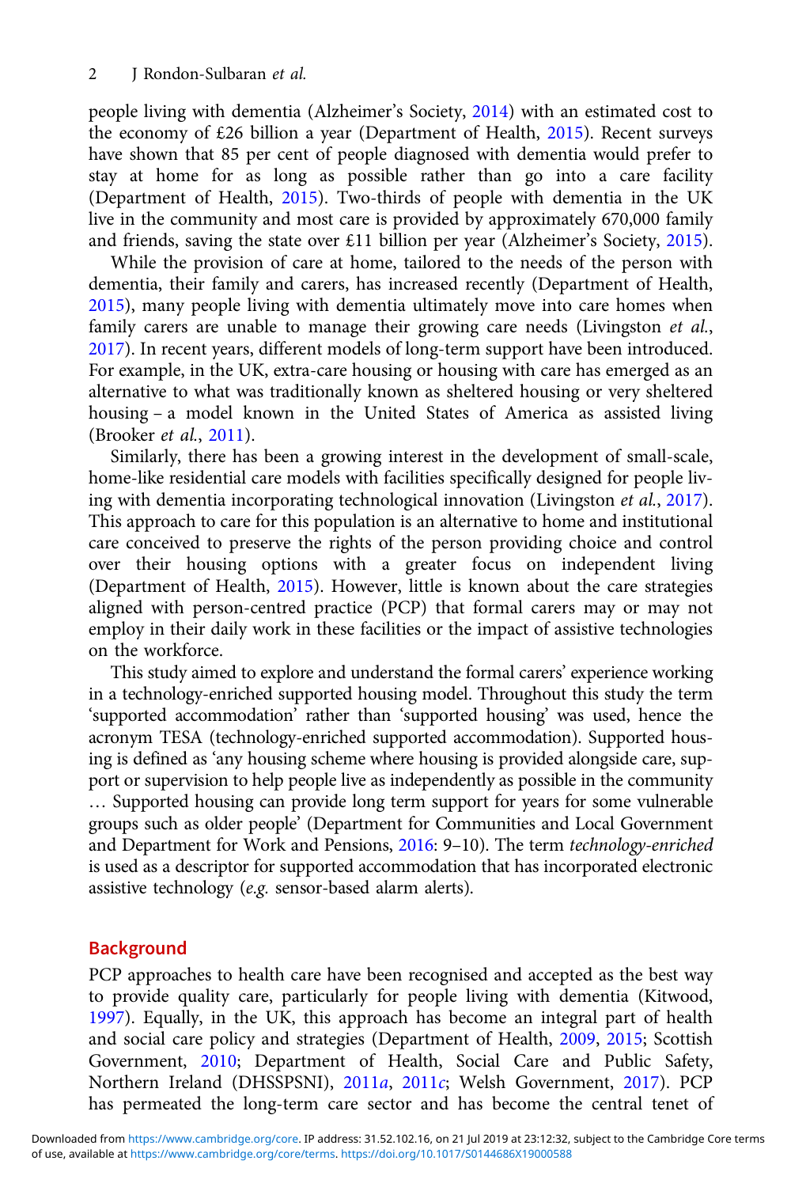people living with dementia (Alzheimer's Society, 2014) with an estimated cost to the economy of £26 billion a year (Department of Health, 2015). Recent surveys have shown that 85 per cent of people diagnosed with dementia would prefer to stay at home for as long as possible rather than go into a care facility (Department of Health, 2015). Two-thirds of people with dementia in the UK live in the community and most care is provided by approximately 670,000 family and friends, saving the state over £11 billion per year (Alzheimer's Society, 2015).

While the provision of care at home, tailored to the needs of the person with dementia, their family and carers, has increased recently (Department of Health, 2015), many people living with dementia ultimately move into care homes when family carers are unable to manage their growing care needs (Livingston *et al.*, 2017). In recent years, different models of long-term support have been introduced. For example, in the UK, extra-care housing or housing with care has emerged as an alternative to what was traditionally known as sheltered housing or very sheltered housing – a model known in the United States of America as assisted living (Brooker *et al.*, 2011).

Similarly, there has been a growing interest in the development of small-scale, home-like residential care models with facilities specifically designed for people living with dementia incorporating technological innovation (Livingston *et al.*, 2017). This approach to care for this population is an alternative to home and institutional care conceived to preserve the rights of the person providing choice and control over their housing options with a greater focus on independent living (Department of Health, 2015). However, little is known about the care strategies aligned with person-centred practice (PCP) that formal carers may or may not employ in their daily work in these facilities or the impact of assistive technologies on the workforce.

This study aimed to explore and understand the formal carers' experience working in a technology-enriched supported housing model. Throughout this study the term 'supported accommodation' rather than 'supported housing' was used, hence the acronym TESA (technology-enriched supported accommodation). Supported housing is defined as 'any housing scheme where housing is provided alongside care, support or supervision to help people live as independently as possible in the community … Supported housing can provide long term support for years for some vulnerable groups such as older people' (Department for Communities and Local Government and Department for Work and Pensions, 2016: 9–10). The term *technology-enriched* is used as a descriptor for supported accommodation that has incorporated electronic assistive technology (*e.g.* sensor-based alarm alerts).

## Background

PCP approaches to health care have been recognised and accepted as the best way to provide quality care, particularly for people living with dementia (Kitwood, 1997). Equally, in the UK, this approach has become an integral part of health and social care policy and strategies (Department of Health, 2009, 2015; Scottish Government, 2010; Department of Health, Social Care and Public Safety, Northern Ireland (DHSSPSNI), 2011*a*, 2011*c*; Welsh Government, 2017). PCP has permeated the long-term care sector and has become the central tenet of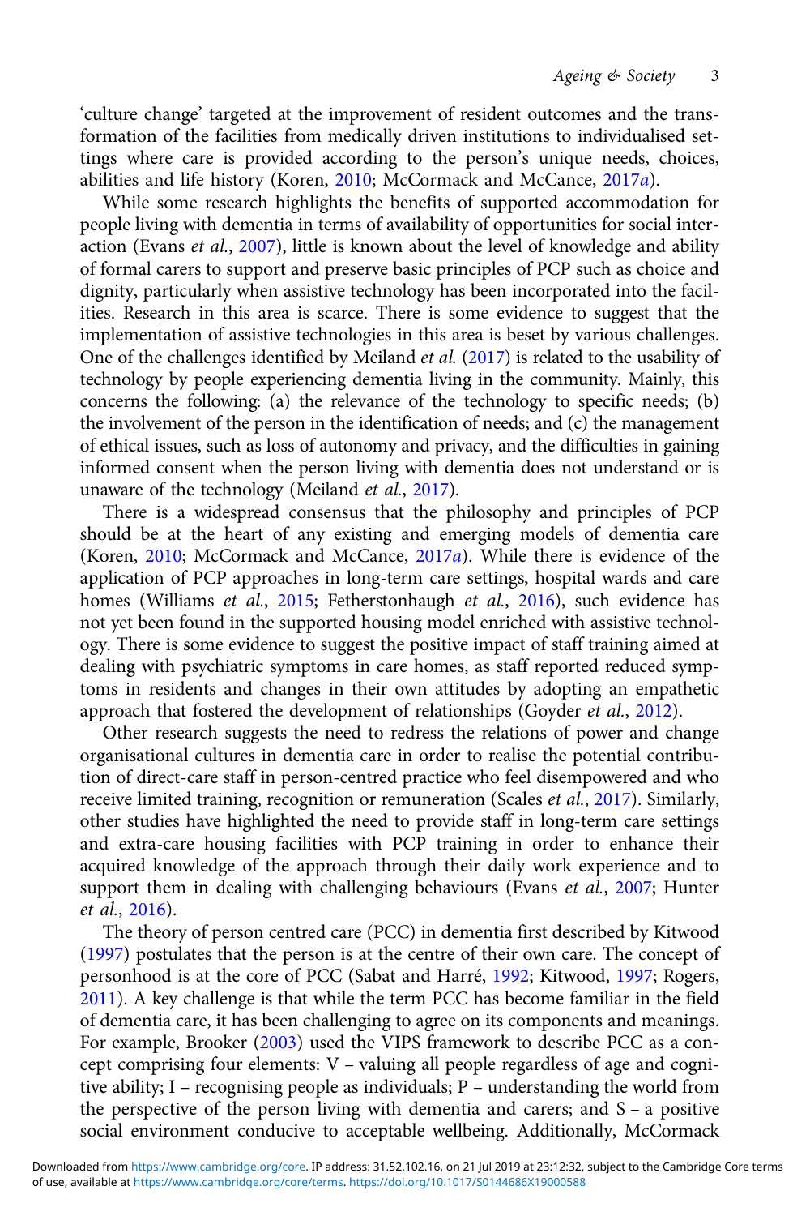'culture change' targeted at the improvement of resident outcomes and the transformation of the facilities from medically driven institutions to individualised settings where care is provided according to the person's unique needs, choices, abilities and life history (Koren, 2010; McCormack and McCance, 2017*a*).

While some research highlights the benefits of supported accommodation for people living with dementia in terms of availability of opportunities for social interaction (Evans *et al.*, 2007), little is known about the level of knowledge and ability of formal carers to support and preserve basic principles of PCP such as choice and dignity, particularly when assistive technology has been incorporated into the facilities. Research in this area is scarce. There is some evidence to suggest that the implementation of assistive technologies in this area is beset by various challenges. One of the challenges identified by Meiland *et al.* (2017) is related to the usability of technology by people experiencing dementia living in the community. Mainly, this concerns the following: (a) the relevance of the technology to specific needs; (b) the involvement of the person in the identification of needs; and (c) the management of ethical issues, such as loss of autonomy and privacy, and the difficulties in gaining informed consent when the person living with dementia does not understand or is unaware of the technology (Meiland *et al.*, 2017).

There is a widespread consensus that the philosophy and principles of PCP should be at the heart of any existing and emerging models of dementia care (Koren, 2010; McCormack and McCance, 2017*a*). While there is evidence of the application of PCP approaches in long-term care settings, hospital wards and care homes (Williams *et al.*, 2015; Fetherstonhaugh *et al.*, 2016), such evidence has not yet been found in the supported housing model enriched with assistive technology. There is some evidence to suggest the positive impact of staff training aimed at dealing with psychiatric symptoms in care homes, as staff reported reduced symptoms in residents and changes in their own attitudes by adopting an empathetic approach that fostered the development of relationships (Goyder *et al.*, 2012).

Other research suggests the need to redress the relations of power and change organisational cultures in dementia care in order to realise the potential contribution of direct-care staff in person-centred practice who feel disempowered and who receive limited training, recognition or remuneration (Scales *et al.*, 2017). Similarly, other studies have highlighted the need to provide staff in long-term care settings and extra-care housing facilities with PCP training in order to enhance their acquired knowledge of the approach through their daily work experience and to support them in dealing with challenging behaviours (Evans *et al.*, 2007; Hunter *et al.*, 2016).

The theory of person centred care (PCC) in dementia first described by Kitwood (1997) postulates that the person is at the centre of their own care. The concept of personhood is at the core of PCC (Sabat and Harré, 1992; Kitwood, 1997; Rogers, 2011). A key challenge is that while the term PCC has become familiar in the field of dementia care, it has been challenging to agree on its components and meanings. For example, Brooker (2003) used the VIPS framework to describe PCC as a concept comprising four elements: V – valuing all people regardless of age and cognitive ability; I – recognising people as individuals; P – understanding the world from the perspective of the person living with dementia and carers; and S – a positive social environment conducive to acceptable wellbeing. Additionally, McCormack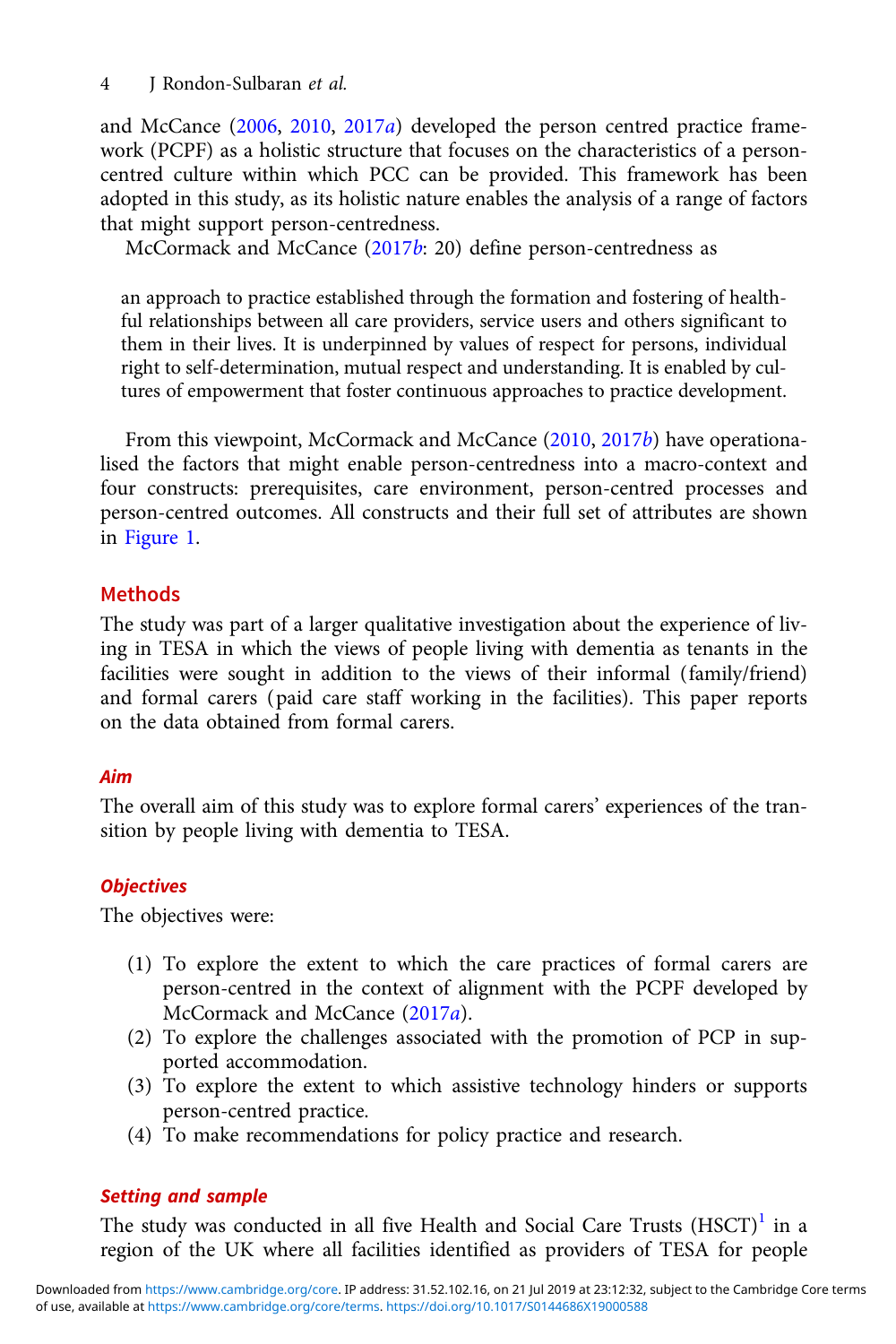and McCance (2006, 2010, 2017a) developed the person centred practice framework (PCPF) as a holistic structure that focuses on the characteristics of a person-centred culture within which PCC can be provided. This framework has been adopted in this study, as its holistic nature enables the analysis of a range of factors that might support person-centredness.

McCormack and McCance (2017b: 20) define person-centredness as

> an approach to practice established through the formation and fostering of healthful relationships between all care providers, service users and others significant to them in their lives. It is underpinned by values of respect for persons, individual right to self-determination, mutual respect and understanding. It is enabled by cultures of empowerment that foster continuous approaches to practice development.

From this viewpoint, McCormack and McCance (2010, 2017b) have operationalised the factors that might enable person-centredness into a macro-context and four constructs: prerequisites, care environment, person-centred processes and person-centred outcomes. All constructs and their full set of attributes are shown in Figure 1.

## Methods

The study was part of a larger qualitative investigation about the experience of living in TESA in which the views of people living with dementia as tenants in the facilities were sought in addition to the views of their informal (family/friend) and formal carers (paid care staff working in the facilities). This paper reports on the data obtained from formal carers.

### *Aim*

The overall aim of this study was to explore formal carers' experiences of the transition by people living with dementia to TESA.

### *Objectives*

The objectives were:

1. To explore the extent to which the care practices of formal carers are person-centred in the context of alignment with the PCPF developed by McCormack and McCance (2017a).
2. To explore the challenges associated with the promotion of PCP in supported accommodation.
3. To explore the extent to which assistive technology hinders or supports person-centred practice.
4. To make recommendations for policy practice and research.

### *Setting and sample*

The study was conducted in all five Health and Social Care Trusts (HSCT)[1] in a region of the UK where all facilities identified as providers of TESA for people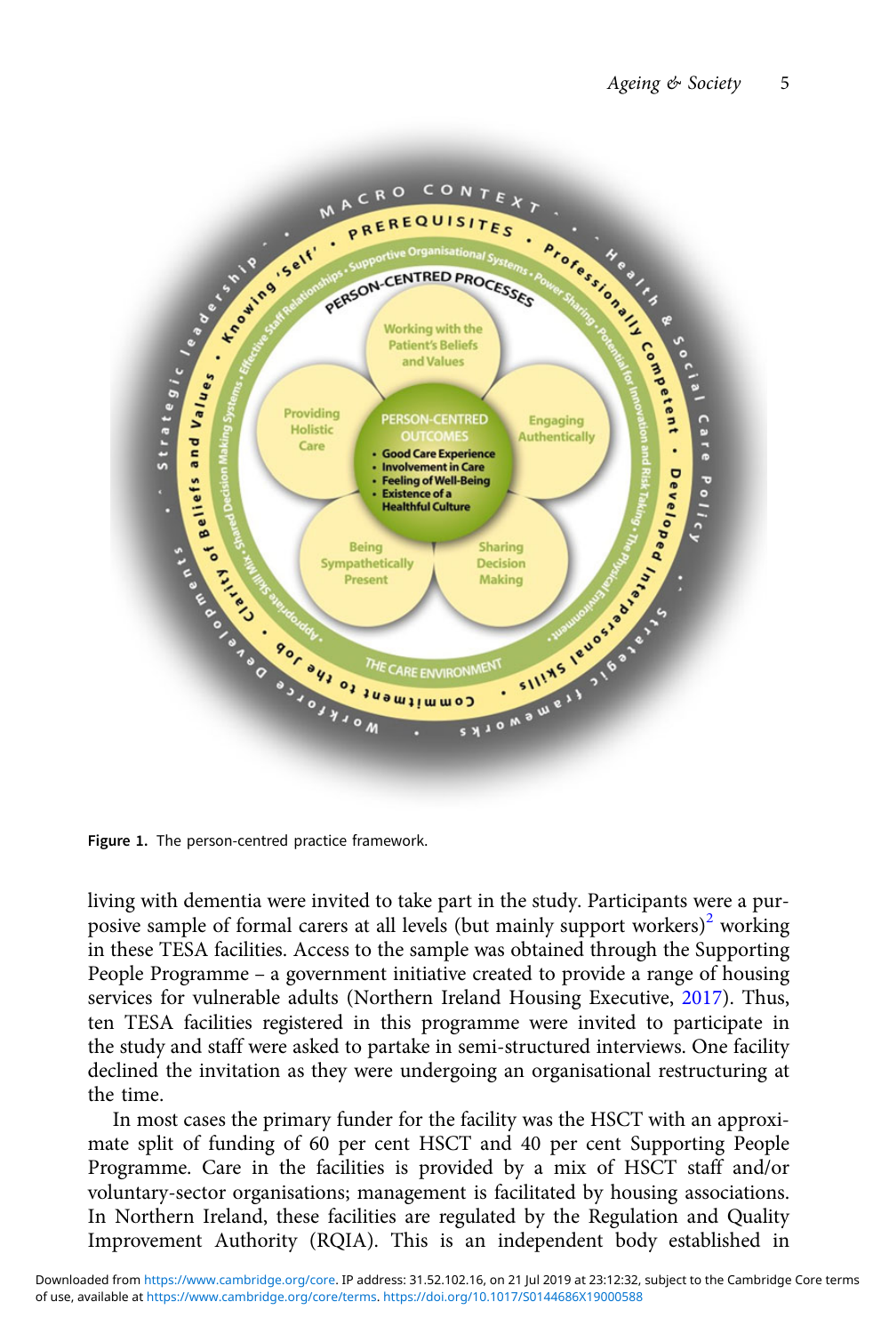Figure 1. The person-centred practice framework.

living with dementia were invited to take part in the study. Participants were a purposive sample of formal carers at all levels (but mainly support workers)[2] working in these TESA facilities. Access to the sample was obtained through the Supporting People Programme – a government initiative created to provide a range of housing services for vulnerable adults (Northern Ireland Housing Executive, 2017). Thus, ten TESA facilities registered in this programme were invited to participate in the study and staff were asked to partake in semi-structured interviews. One facility declined the invitation as they were undergoing an organisational restructuring at the time.

In most cases the primary funder for the facility was the HSCT with an approximate split of funding of 60 per cent HSCT and 40 per cent Supporting People Programme. Care in the facilities is provided by a mix of HSCT staff and/or voluntary-sector organisations; management is facilitated by housing associations. In Northern Ireland, these facilities are regulated by the Regulation and Quality Improvement Authority (RQIA). This is an independent body established in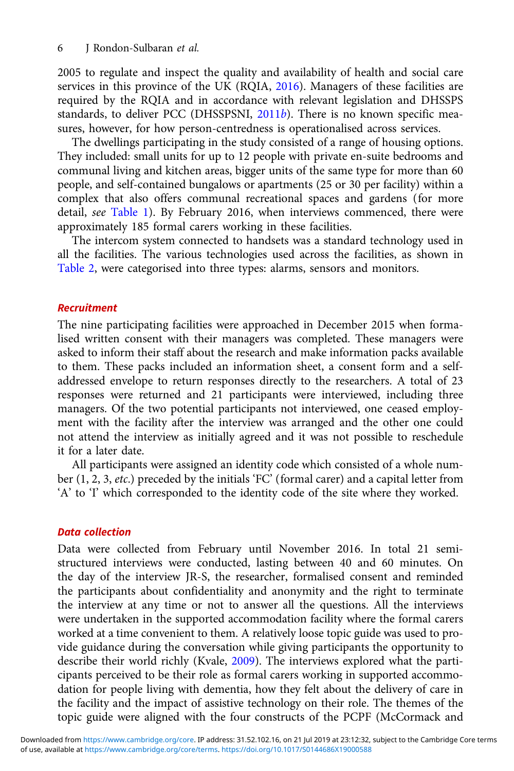2005 to regulate and inspect the quality and availability of health and social care services in this province of the UK (RQIA, 2016). Managers of these facilities are required by the RQIA and in accordance with relevant legislation and DHSSPS standards, to deliver PCC (DHSSPSNI, 2011*b*). There is no known specific measures, however, for how person-centredness is operationalised across services.

The dwellings participating in the study consisted of a range of housing options. They included: small units for up to 12 people with private en-suite bedrooms and communal living and kitchen areas, bigger units of the same type for more than 60 people, and self-contained bungalows or apartments (25 or 30 per facility) within a complex that also offers communal recreational spaces and gardens (for more detail, *see* Table 1). By February 2016, when interviews commenced, there were approximately 185 formal carers working in these facilities.

The intercom system connected to handsets was a standard technology used in all the facilities. The various technologies used across the facilities, as shown in Table 2, were categorised into three types: alarms, sensors and monitors.

### *Recruitment*

The nine participating facilities were approached in December 2015 when formalised written consent with their managers was completed. These managers were asked to inform their staff about the research and make information packs available to them. These packs included an information sheet, a consent form and a self-addressed envelope to return responses directly to the researchers. A total of 23 responses were returned and 21 participants were interviewed, including three managers. Of the two potential participants not interviewed, one ceased employment with the facility after the interview was arranged and the other one could not attend the interview as initially agreed and it was not possible to reschedule it for a later date.

All participants were assigned an identity code which consisted of a whole number (1, 2, 3, *etc.*) preceded by the initials 'FC' (formal carer) and a capital letter from 'A' to 'I' which corresponded to the identity code of the site where they worked.

### *Data collection*

Data were collected from February until November 2016. In total 21 semi-structured interviews were conducted, lasting between 40 and 60 minutes. On the day of the interview JR-S, the researcher, formalised consent and reminded the participants about confidentiality and anonymity and the right to terminate the interview at any time or not to answer all the questions. All the interviews were undertaken in the supported accommodation facility where the formal carers worked at a time convenient to them. A relatively loose topic guide was used to provide guidance during the conversation while giving participants the opportunity to describe their world richly (Kvale, 2009). The interviews explored what the participants perceived to be their role as formal carers working in supported accommodation for people living with dementia, how they felt about the delivery of care in the facility and the impact of assistive technology on their role. The themes of the topic guide were aligned with the four constructs of the PCPF (McCormack and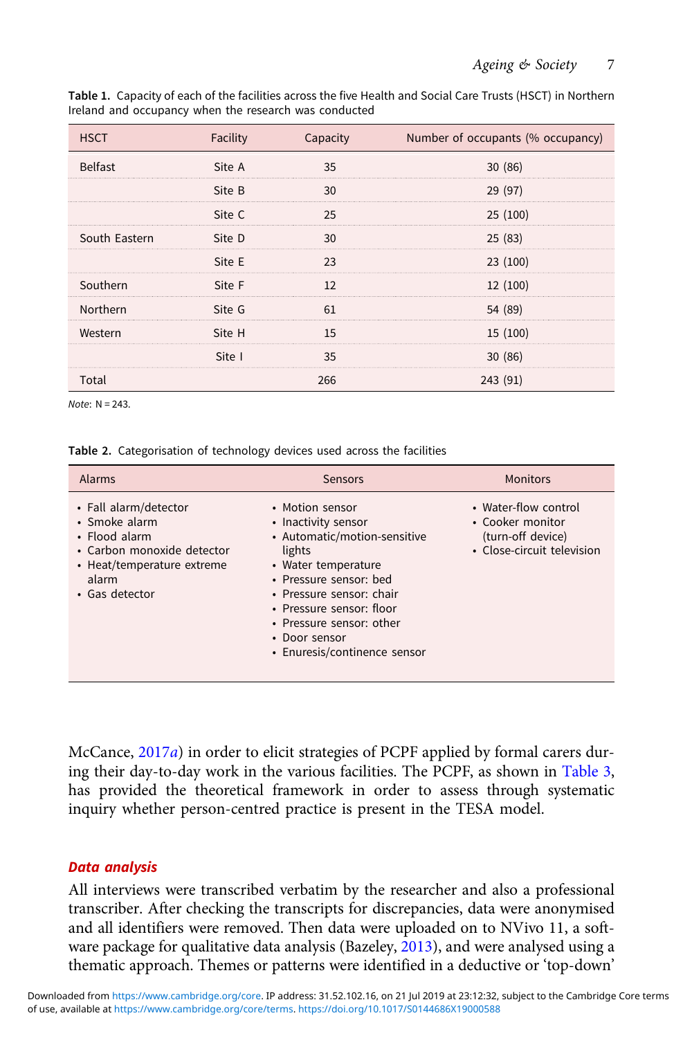**Table 1.** Capacity of each of the facilities across the five Health and Social Care Trusts (HSCT) in Northern Ireland and occupancy when the research was conducted

| HSCT | Facility | Capacity | Number of occupants (% occupancy) |
|---|---|---|---|
| Belfast | Site A | 35 | 30 (86) |
| | Site B | 30 | 29 (97) |
| | Site C | 25 | 25 (100) |
| South Eastern | Site D | 30 | 25 (83) |
| | Site E | 23 | 23 (100) |
| Southern | Site F | 12 | 12 (100) |
| Northern | Site G | 61 | 54 (89) |
| Western | Site H | 15 | 15 (100) |
| | Site I | 35 | 30 (86) |
| Total | | 266 | 243 (91) |

*Note*: N = 243.

**Table 2.** Categorisation of technology devices used across the facilities

| Alarms | Sensors | Monitors |
|---|---|---|
| • Fall alarm/detector<br>• Smoke alarm<br>• Flood alarm<br>• Carbon monoxide detector<br>• Heat/temperature extreme alarm<br>• Gas detector | • Motion sensor<br>• Inactivity sensor<br>• Automatic/motion-sensitive lights<br>• Water temperature<br>• Pressure sensor: bed<br>• Pressure sensor: chair<br>• Pressure sensor: floor<br>• Pressure sensor: other<br>• Door sensor<br>• Enuresis/continence sensor | • Water-flow control<br>• Cooker monitor (turn-off device)<br>• Close-circuit television |

McCance, 2017*a*) in order to elicit strategies of PCPF applied by formal carers during their day-to-day work in the various facilities. The PCPF, as shown in Table 3, has provided the theoretical framework in order to assess through systematic inquiry whether person-centred practice is present in the TESA model.

### *Data analysis*

All interviews were transcribed verbatim by the researcher and also a professional transcriber. After checking the transcripts for discrepancies, data were anonymised and all identifiers were removed. Then data were uploaded on to NVivo 11, a software package for qualitative data analysis (Bazeley, 2013), and were analysed using a thematic approach. Themes or patterns were identified in a deductive or 'top-down'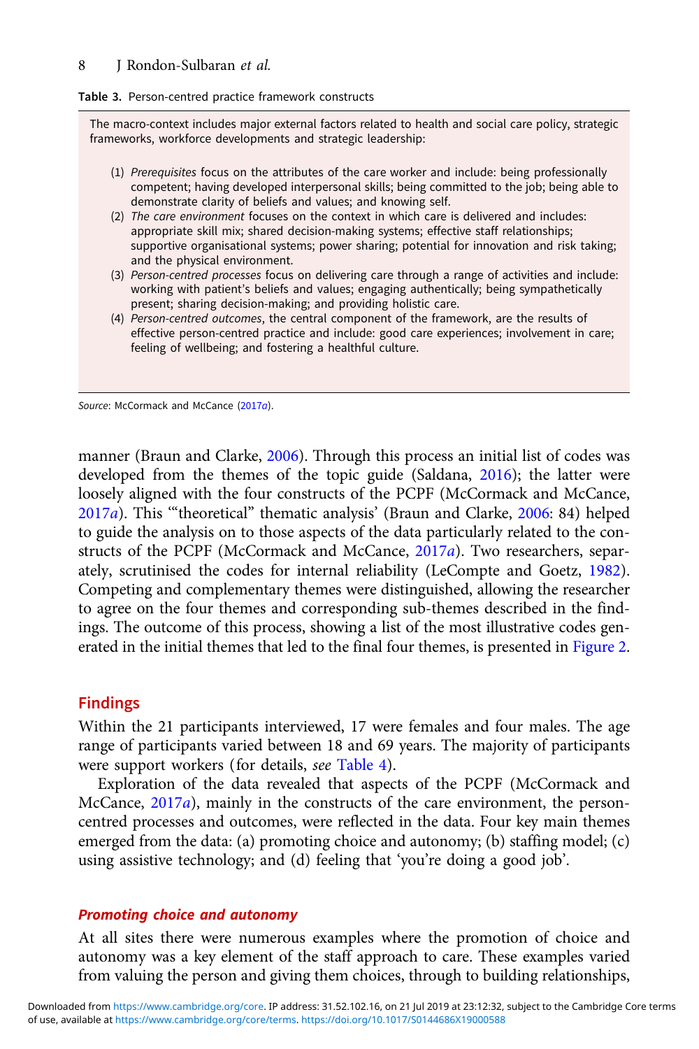**Table 3.** Person-centred practice framework constructs

The macro-context includes major external factors related to health and social care policy, strategic frameworks, workforce developments and strategic leadership:

(1) *Prerequisites* focus on the attributes of the care worker and include: being professionally competent; having developed interpersonal skills; being committed to the job; being able to demonstrate clarity of beliefs and values; and knowing self.
(2) *The care environment* focuses on the context in which care is delivered and includes: appropriate skill mix; shared decision-making systems; effective staff relationships; supportive organisational systems; power sharing; potential for innovation and risk taking; and the physical environment.
(3) *Person-centred processes* focus on delivering care through a range of activities and include: working with patient's beliefs and values; engaging authentically; being sympathetically present; sharing decision-making; and providing holistic care.
(4) *Person-centred outcomes*, the central component of the framework, are the results of effective person-centred practice and include: good care experiences; involvement in care; feeling of wellbeing; and fostering a healthful culture.

*Source*: McCormack and McCance (2017*a*).

manner (Braun and Clarke, 2006). Through this process an initial list of codes was developed from the themes of the topic guide (Saldana, 2016); the latter were loosely aligned with the four constructs of the PCPF (McCormack and McCance, 2017*a*). This '"theoretical" thematic analysis' (Braun and Clarke, 2006: 84) helped to guide the analysis on to those aspects of the data particularly related to the constructs of the PCPF (McCormack and McCance, 2017*a*). Two researchers, separately, scrutinised the codes for internal reliability (LeCompte and Goetz, 1982). Competing and complementary themes were distinguished, allowing the researcher to agree on the four themes and corresponding sub-themes described in the findings. The outcome of this process, showing a list of the most illustrative codes generated in the initial themes that led to the final four themes, is presented in Figure 2.

## Findings

Within the 21 participants interviewed, 17 were females and four males. The age range of participants varied between 18 and 69 years. The majority of participants were support workers (for details, *see* Table 4).

Exploration of the data revealed that aspects of the PCPF (McCormack and McCance, 2017*a*), mainly in the constructs of the care environment, the person-centred processes and outcomes, were reflected in the data. Four key main themes emerged from the data: (a) promoting choice and autonomy; (b) staffing model; (c) using assistive technology; and (d) feeling that 'you're doing a good job'.

### *Promoting choice and autonomy*

At all sites there were numerous examples where the promotion of choice and autonomy was a key element of the staff approach to care. These examples varied from valuing the person and giving them choices, through to building relationships,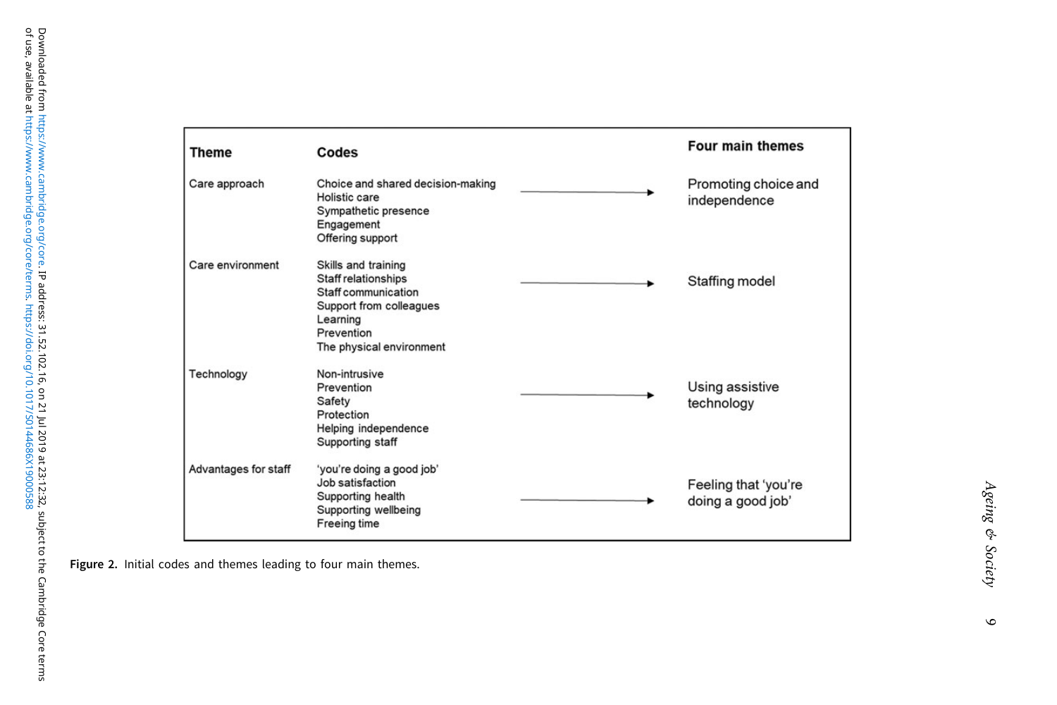| Theme | Codes | | Four main themes |
| --- | --- | --- | --- |
| Care approach | Choice and shared decision-making<br>Holistic care<br>Sympathetic presence<br>Engagement<br>Offering support | → | Promoting choice and independence |
| Care environment | Skills and training<br>Staff relationships<br>Staff communication<br>Support from colleagues<br>Learning<br>Prevention<br>The physical environment | → | Staffing model |
| Technology | Non-intrusive<br>Prevention<br>Safety<br>Protection<br>Helping independence<br>Supporting staff | → | Using assistive technology |
| Advantages for staff | 'you're doing a good job'<br>Job satisfaction<br>Supporting health<br>Supporting wellbeing<br>Freeing time | → | Feeling that 'you're doing a good job' |

**Figure 2.** Initial codes and themes leading to four main themes.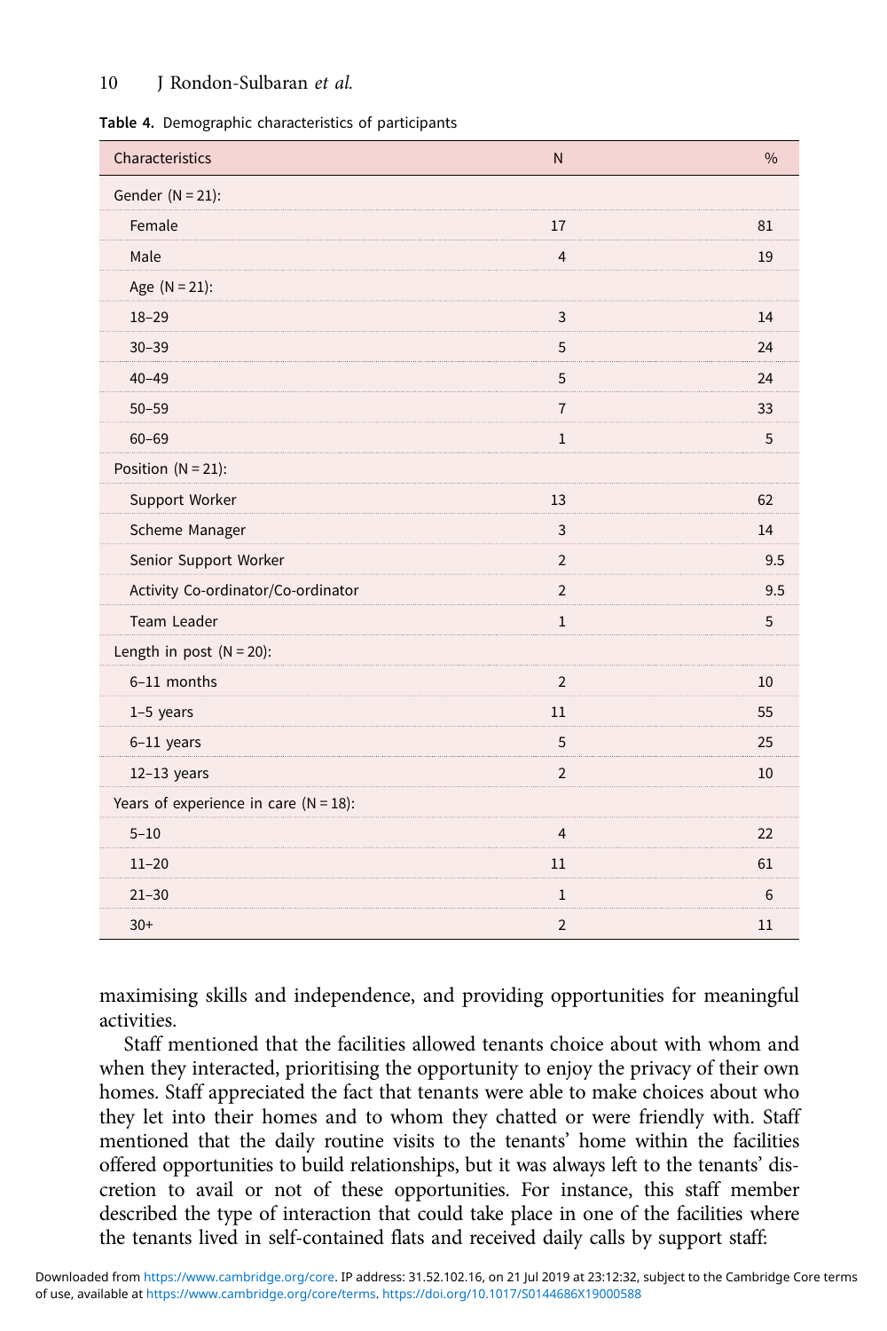**Table 4.** Demographic characteristics of participants

| Characteristics | N | % |
|---|---|---|
| Gender (N = 21): | | |
| Female | 17 | 81 |
| Male | 4 | 19 |
| Age (N = 21): | | |
| 18–29 | 3 | 14 |
| 30–39 | 5 | 24 |
| 40–49 | 5 | 24 |
| 50–59 | 7 | 33 |
| 60–69 | 1 | 5 |
| Position (N = 21): | | |
| Support Worker | 13 | 62 |
| Scheme Manager | 3 | 14 |
| Senior Support Worker | 2 | 9.5 |
| Activity Co-ordinator/Co-ordinator | 2 | 9.5 |
| Team Leader | 1 | 5 |
| Length in post (N = 20): | | |
| 6–11 months | 2 | 10 |
| 1–5 years | 11 | 55 |
| 6–11 years | 5 | 25 |
| 12–13 years | 2 | 10 |
| Years of experience in care (N = 18): | | |
| 5–10 | 4 | 22 |
| 11–20 | 11 | 61 |
| 21–30 | 1 | 6 |
| 30+ | 2 | 11 |

maximising skills and independence, and providing opportunities for meaningful activities.

Staff mentioned that the facilities allowed tenants choice about with whom and when they interacted, prioritising the opportunity to enjoy the privacy of their own homes. Staff appreciated the fact that tenants were able to make choices about who they let into their homes and to whom they chatted or were friendly with. Staff mentioned that the daily routine visits to the tenants' home within the facilities offered opportunities to build relationships, but it was always left to the tenants' discretion to avail or not of these opportunities. For instance, this staff member described the type of interaction that could take place in one of the facilities where the tenants lived in self-contained flats and received daily calls by support staff: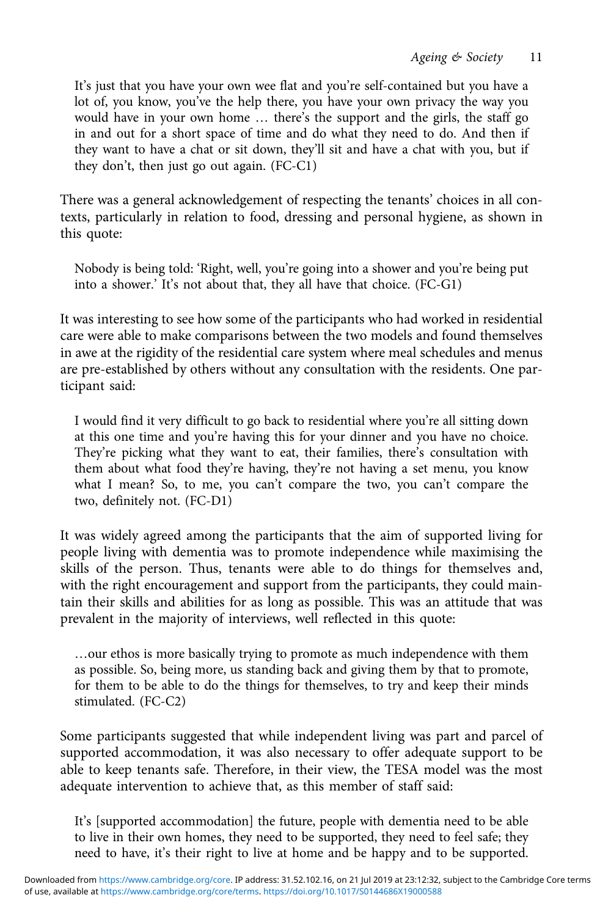> It's just that you have your own wee flat and you're self-contained but you have a lot of, you know, you've the help there, you have your own privacy the way you would have in your own home … there's the support and the girls, the staff go in and out for a short space of time and do what they need to do. And then if they want to have a chat or sit down, they'll sit and have a chat with you, but if they don't, then just go out again. (FC-C1)

There was a general acknowledgement of respecting the tenants' choices in all contexts, particularly in relation to food, dressing and personal hygiene, as shown in this quote:

> Nobody is being told: 'Right, well, you're going into a shower and you're being put into a shower.' It's not about that, they all have that choice. (FC-G1)

It was interesting to see how some of the participants who had worked in residential care were able to make comparisons between the two models and found themselves in awe at the rigidity of the residential care system where meal schedules and menus are pre-established by others without any consultation with the residents. One participant said:

> I would find it very difficult to go back to residential where you're all sitting down at this one time and you're having this for your dinner and you have no choice. They're picking what they want to eat, their families, there's consultation with them about what food they're having, they're not having a set menu, you know what I mean? So, to me, you can't compare the two, you can't compare the two, definitely not. (FC-D1)

It was widely agreed among the participants that the aim of supported living for people living with dementia was to promote independence while maximising the skills of the person. Thus, tenants were able to do things for themselves and, with the right encouragement and support from the participants, they could maintain their skills and abilities for as long as possible. This was an attitude that was prevalent in the majority of interviews, well reflected in this quote:

> …our ethos is more basically trying to promote as much independence with them as possible. So, being more, us standing back and giving them by that to promote, for them to be able to do the things for themselves, to try and keep their minds stimulated. (FC-C2)

Some participants suggested that while independent living was part and parcel of supported accommodation, it was also necessary to offer adequate support to be able to keep tenants safe. Therefore, in their view, the TESA model was the most adequate intervention to achieve that, as this member of staff said:

> It's [supported accommodation] the future, people with dementia need to be able to live in their own homes, they need to be supported, they need to feel safe; they need to have, it's their right to live at home and be happy and to be supported.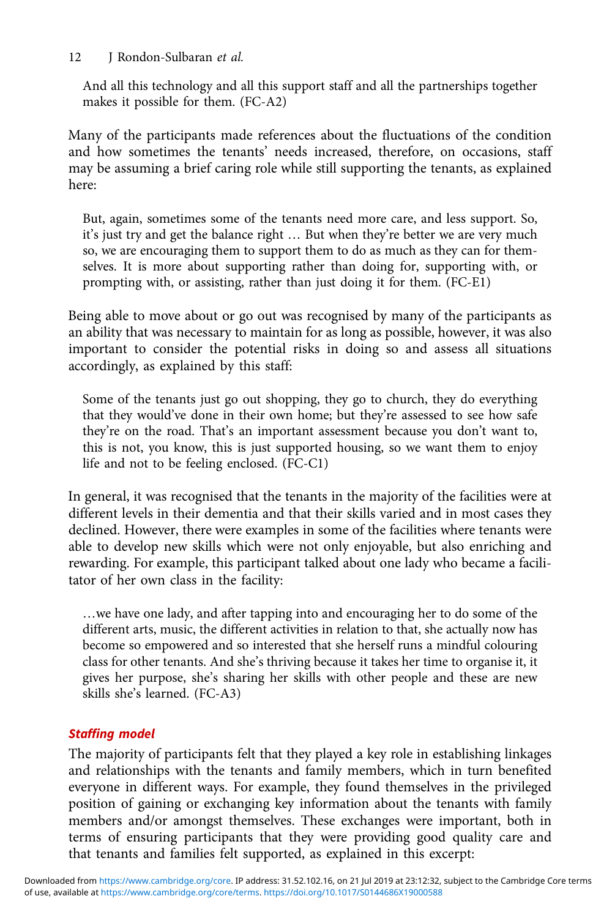And all this technology and all this support staff and all the partnerships together makes it possible for them. (FC-A2)

Many of the participants made references about the fluctuations of the condition and how sometimes the tenants' needs increased, therefore, on occasions, staff may be assuming a brief caring role while still supporting the tenants, as explained here:

> But, again, sometimes some of the tenants need more care, and less support. So, it's just try and get the balance right … But when they're better we are very much so, we are encouraging them to support them to do as much as they can for themselves. It is more about supporting rather than doing for, supporting with, or prompting with, or assisting, rather than just doing it for them. (FC-E1)

Being able to move about or go out was recognised by many of the participants as an ability that was necessary to maintain for as long as possible, however, it was also important to consider the potential risks in doing so and assess all situations accordingly, as explained by this staff:

> Some of the tenants just go out shopping, they go to church, they do everything that they would've done in their own home; but they're assessed to see how safe they're on the road. That's an important assessment because you don't want to, this is not, you know, this is just supported housing, so we want them to enjoy life and not to be feeling enclosed. (FC-C1)

In general, it was recognised that the tenants in the majority of the facilities were at different levels in their dementia and that their skills varied and in most cases they declined. However, there were examples in some of the facilities where tenants were able to develop new skills which were not only enjoyable, but also enriching and rewarding. For example, this participant talked about one lady who became a facilitator of her own class in the facility:

> …we have one lady, and after tapping into and encouraging her to do some of the different arts, music, the different activities in relation to that, she actually now has become so empowered and so interested that she herself runs a mindful colouring class for other tenants. And she's thriving because it takes her time to organise it, it gives her purpose, she's sharing her skills with other people and these are new skills she's learned. (FC-A3)

### *Staffing model*

The majority of participants felt that they played a key role in establishing linkages and relationships with the tenants and family members, which in turn benefited everyone in different ways. For example, they found themselves in the privileged position of gaining or exchanging key information about the tenants with family members and/or amongst themselves. These exchanges were important, both in terms of ensuring participants that they were providing good quality care and that tenants and families felt supported, as explained in this excerpt: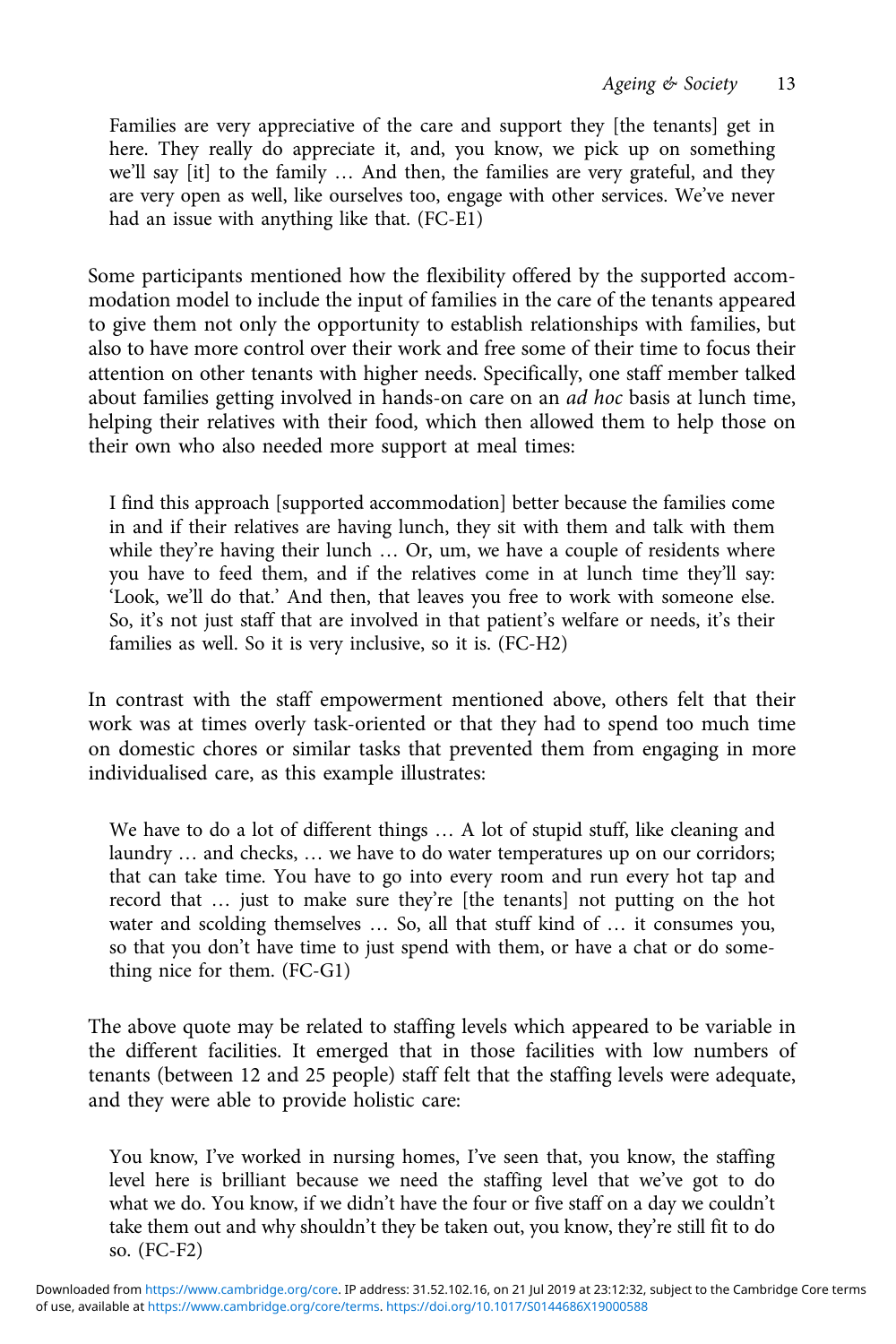> Families are very appreciative of the care and support they [the tenants] get in here. They really do appreciate it, and, you know, we pick up on something we'll say [it] to the family … And then, the families are very grateful, and they are very open as well, like ourselves too, engage with other services. We've never had an issue with anything like that. (FC-E1)

Some participants mentioned how the flexibility offered by the supported accommodation model to include the input of families in the care of the tenants appeared to give them not only the opportunity to establish relationships with families, but also to have more control over their work and free some of their time to focus their attention on other tenants with higher needs. Specifically, one staff member talked about families getting involved in hands-on care on an *ad hoc* basis at lunch time, helping their relatives with their food, which then allowed them to help those on their own who also needed more support at meal times:

> I find this approach [supported accommodation] better because the families come in and if their relatives are having lunch, they sit with them and talk with them while they're having their lunch … Or, um, we have a couple of residents where you have to feed them, and if the relatives come in at lunch time they'll say: 'Look, we'll do that.' And then, that leaves you free to work with someone else. So, it's not just staff that are involved in that patient's welfare or needs, it's their families as well. So it is very inclusive, so it is. (FC-H2)

In contrast with the staff empowerment mentioned above, others felt that their work was at times overly task-oriented or that they had to spend too much time on domestic chores or similar tasks that prevented them from engaging in more individualised care, as this example illustrates:

> We have to do a lot of different things … A lot of stupid stuff, like cleaning and laundry … and checks, … we have to do water temperatures up on our corridors; that can take time. You have to go into every room and run every hot tap and record that … just to make sure they're [the tenants] not putting on the hot water and scolding themselves … So, all that stuff kind of … it consumes you, so that you don't have time to just spend with them, or have a chat or do something nice for them. (FC-G1)

The above quote may be related to staffing levels which appeared to be variable in the different facilities. It emerged that in those facilities with low numbers of tenants (between 12 and 25 people) staff felt that the staffing levels were adequate, and they were able to provide holistic care:

> You know, I've worked in nursing homes, I've seen that, you know, the staffing level here is brilliant because we need the staffing level that we've got to do what we do. You know, if we didn't have the four or five staff on a day we couldn't take them out and why shouldn't they be taken out, you know, they're still fit to do so. (FC-F2)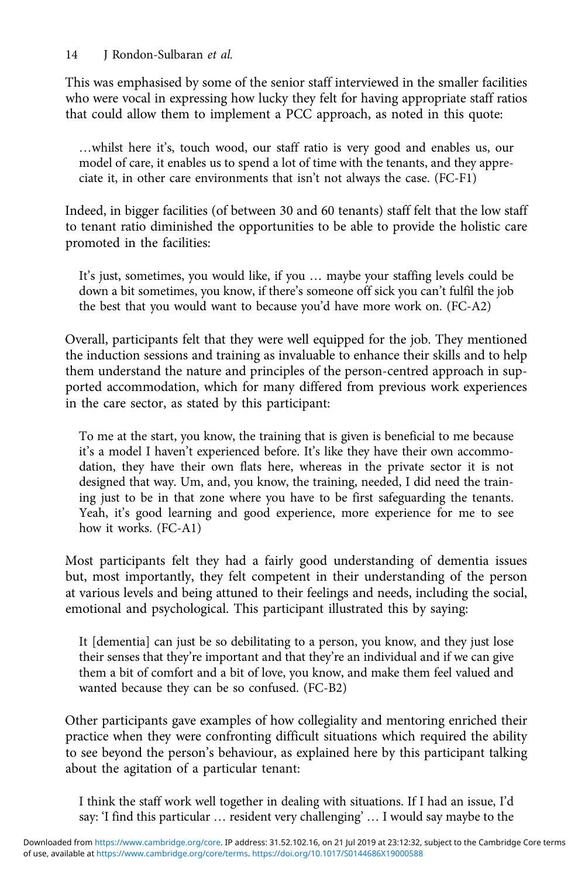This was emphasised by some of the senior staff interviewed in the smaller facilities who were vocal in expressing how lucky they felt for having appropriate staff ratios that could allow them to implement a PCC approach, as noted in this quote:

> …whilst here it's, touch wood, our staff ratio is very good and enables us, our model of care, it enables us to spend a lot of time with the tenants, and they appreciate it, in other care environments that isn't not always the case. (FC-F1)

Indeed, in bigger facilities (of between 30 and 60 tenants) staff felt that the low staff to tenant ratio diminished the opportunities to be able to provide the holistic care promoted in the facilities:

> It's just, sometimes, you would like, if you … maybe your staffing levels could be down a bit sometimes, you know, if there's someone off sick you can't fulfil the job the best that you would want to because you'd have more work on. (FC-A2)

Overall, participants felt that they were well equipped for the job. They mentioned the induction sessions and training as invaluable to enhance their skills and to help them understand the nature and principles of the person-centred approach in supported accommodation, which for many differed from previous work experiences in the care sector, as stated by this participant:

> To me at the start, you know, the training that is given is beneficial to me because it's a model I haven't experienced before. It's like they have their own accommodation, they have their own flats here, whereas in the private sector it is not designed that way. Um, and, you know, the training, needed, I did need the training just to be in that zone where you have to be first safeguarding the tenants. Yeah, it's good learning and good experience, more experience for me to see how it works. (FC-A1)

Most participants felt they had a fairly good understanding of dementia issues but, most importantly, they felt competent in their understanding of the person at various levels and being attuned to their feelings and needs, including the social, emotional and psychological. This participant illustrated this by saying:

> It [dementia] can just be so debilitating to a person, you know, and they just lose their senses that they're important and that they're an individual and if we can give them a bit of comfort and a bit of love, you know, and make them feel valued and wanted because they can be so confused. (FC-B2)

Other participants gave examples of how collegiality and mentoring enriched their practice when they were confronting difficult situations which required the ability to see beyond the person's behaviour, as explained here by this participant talking about the agitation of a particular tenant:

> I think the staff work well together in dealing with situations. If I had an issue, I'd say: 'I find this particular … resident very challenging' … I would say maybe to the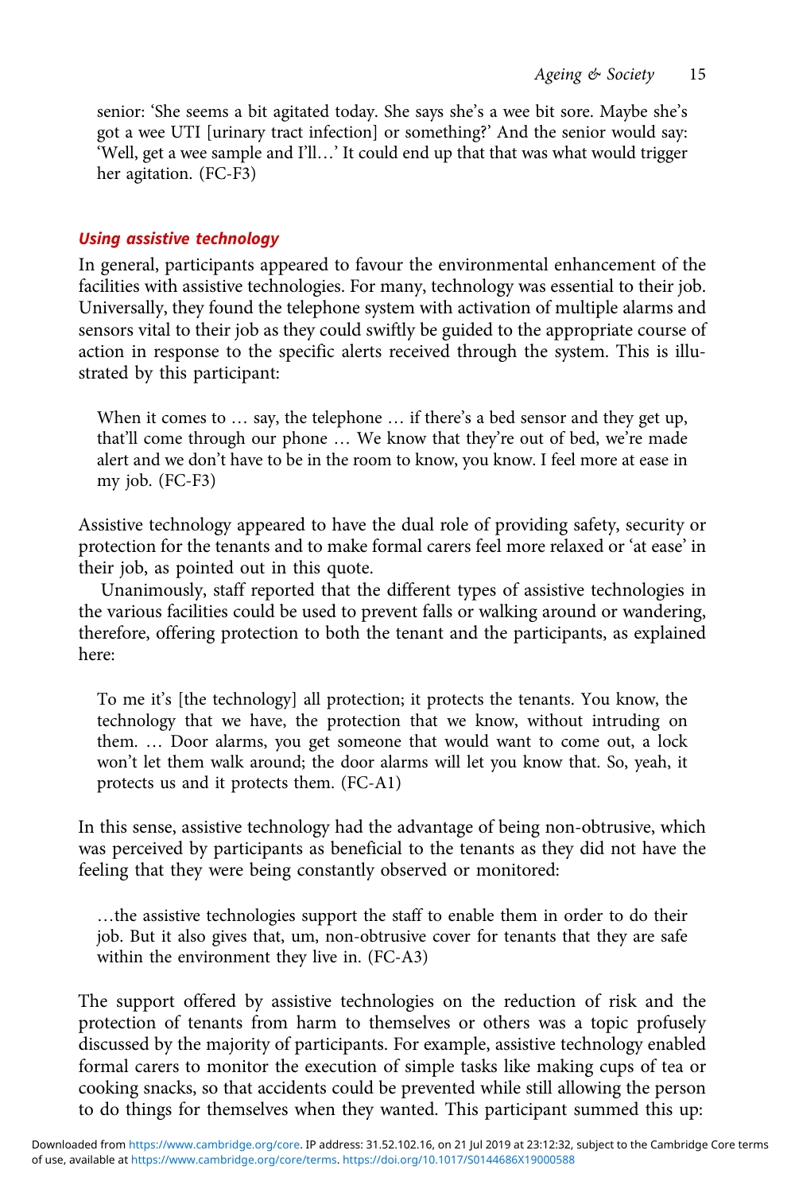senior: 'She seems a bit agitated today. She says she's a wee bit sore. Maybe she's got a wee UTI [urinary tract infection] or something?' And the senior would say: 'Well, get a wee sample and I'll…' It could end up that that was what would trigger her agitation. (FC-F3)

### *Using assistive technology*

In general, participants appeared to favour the environmental enhancement of the facilities with assistive technologies. For many, technology was essential to their job. Universally, they found the telephone system with activation of multiple alarms and sensors vital to their job as they could swiftly be guided to the appropriate course of action in response to the specific alerts received through the system. This is illustrated by this participant:

> When it comes to … say, the telephone … if there's a bed sensor and they get up, that'll come through our phone … We know that they're out of bed, we're made alert and we don't have to be in the room to know, you know. I feel more at ease in my job. (FC-F3)

Assistive technology appeared to have the dual role of providing safety, security or protection for the tenants and to make formal carers feel more relaxed or 'at ease' in their job, as pointed out in this quote.

Unanimously, staff reported that the different types of assistive technologies in the various facilities could be used to prevent falls or walking around or wandering, therefore, offering protection to both the tenant and the participants, as explained here:

> To me it's [the technology] all protection; it protects the tenants. You know, the technology that we have, the protection that we know, without intruding on them. … Door alarms, you get someone that would want to come out, a lock won't let them walk around; the door alarms will let you know that. So, yeah, it protects us and it protects them. (FC-A1)

In this sense, assistive technology had the advantage of being non-obtrusive, which was perceived by participants as beneficial to the tenants as they did not have the feeling that they were being constantly observed or monitored:

> …the assistive technologies support the staff to enable them in order to do their job. But it also gives that, um, non-obtrusive cover for tenants that they are safe within the environment they live in. (FC-A3)

The support offered by assistive technologies on the reduction of risk and the protection of tenants from harm to themselves or others was a topic profusely discussed by the majority of participants. For example, assistive technology enabled formal carers to monitor the execution of simple tasks like making cups of tea or cooking snacks, so that accidents could be prevented while still allowing the person to do things for themselves when they wanted. This participant summed this up: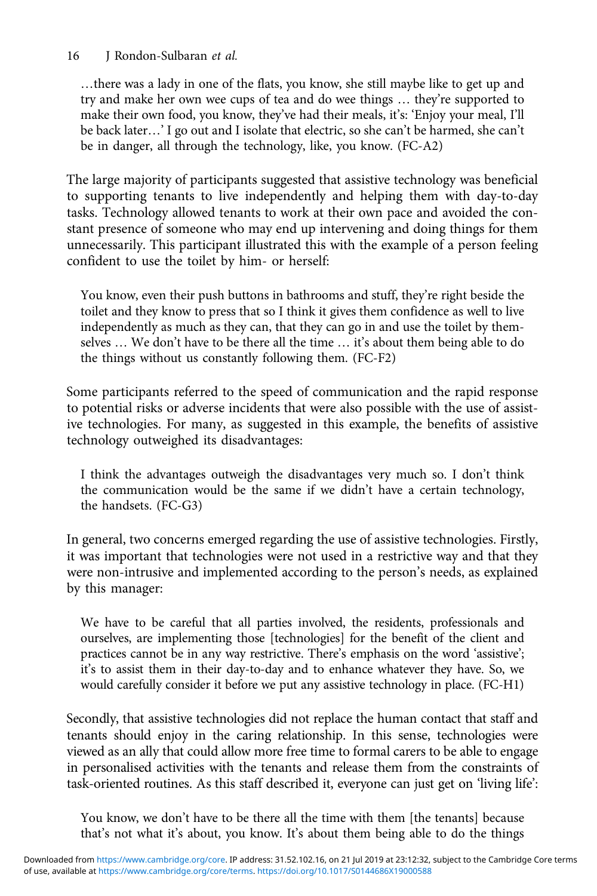> …there was a lady in one of the flats, you know, she still maybe like to get up and try and make her own wee cups of tea and do wee things … they're supported to make their own food, you know, they've had their meals, it's: 'Enjoy your meal, I'll be back later…' I go out and I isolate that electric, so she can't be harmed, she can't be in danger, all through the technology, like, you know. (FC-A2)

The large majority of participants suggested that assistive technology was beneficial to supporting tenants to live independently and helping them with day-to-day tasks. Technology allowed tenants to work at their own pace and avoided the constant presence of someone who may end up intervening and doing things for them unnecessarily. This participant illustrated this with the example of a person feeling confident to use the toilet by him- or herself:

> You know, even their push buttons in bathrooms and stuff, they're right beside the toilet and they know to press that so I think it gives them confidence as well to live independently as much as they can, that they can go in and use the toilet by themselves … We don't have to be there all the time … it's about them being able to do the things without us constantly following them. (FC-F2)

Some participants referred to the speed of communication and the rapid response to potential risks or adverse incidents that were also possible with the use of assistive technologies. For many, as suggested in this example, the benefits of assistive technology outweighed its disadvantages:

> I think the advantages outweigh the disadvantages very much so. I don't think the communication would be the same if we didn't have a certain technology, the handsets. (FC-G3)

In general, two concerns emerged regarding the use of assistive technologies. Firstly, it was important that technologies were not used in a restrictive way and that they were non-intrusive and implemented according to the person's needs, as explained by this manager:

> We have to be careful that all parties involved, the residents, professionals and ourselves, are implementing those [technologies] for the benefit of the client and practices cannot be in any way restrictive. There's emphasis on the word 'assistive'; it's to assist them in their day-to-day and to enhance whatever they have. So, we would carefully consider it before we put any assistive technology in place. (FC-H1)

Secondly, that assistive technologies did not replace the human contact that staff and tenants should enjoy in the caring relationship. In this sense, technologies were viewed as an ally that could allow more free time to formal carers to be able to engage in personalised activities with the tenants and release them from the constraints of task-oriented routines. As this staff described it, everyone can just get on 'living life':

> You know, we don't have to be there all the time with them [the tenants] because that's not what it's about, you know. It's about them being able to do the things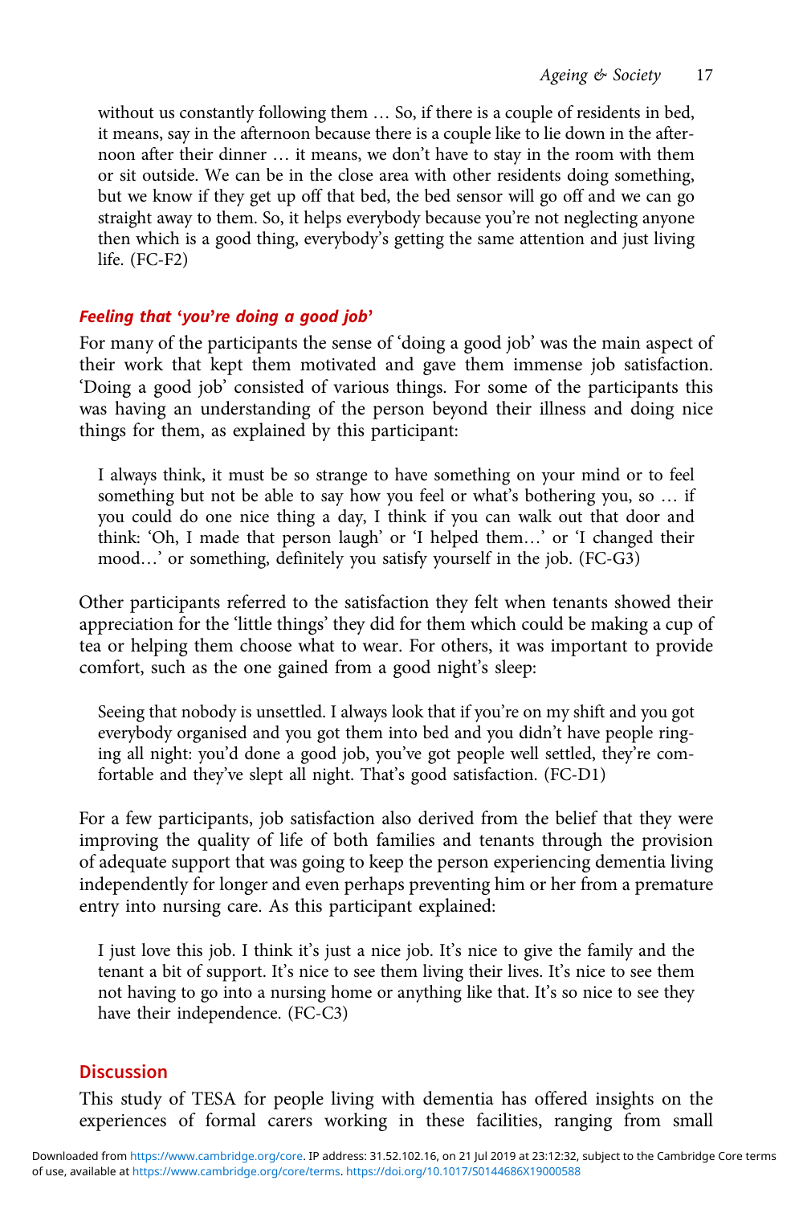> without us constantly following them … So, if there is a couple of residents in bed, it means, say in the afternoon because there is a couple like to lie down in the afternoon after their dinner … it means, we don't have to stay in the room with them or sit outside. We can be in the close area with other residents doing something, but we know if they get up off that bed, the bed sensor will go off and we can go straight away to them. So, it helps everybody because you're not neglecting anyone then which is a good thing, everybody's getting the same attention and just living life. (FC-F2)

### *Feeling that 'you're doing a good job'*

For many of the participants the sense of 'doing a good job' was the main aspect of their work that kept them motivated and gave them immense job satisfaction. 'Doing a good job' consisted of various things. For some of the participants this was having an understanding of the person beyond their illness and doing nice things for them, as explained by this participant:

> I always think, it must be so strange to have something on your mind or to feel something but not be able to say how you feel or what's bothering you, so … if you could do one nice thing a day, I think if you can walk out that door and think: 'Oh, I made that person laugh' or 'I helped them…' or 'I changed their mood…' or something, definitely you satisfy yourself in the job. (FC-G3)

Other participants referred to the satisfaction they felt when tenants showed their appreciation for the 'little things' they did for them which could be making a cup of tea or helping them choose what to wear. For others, it was important to provide comfort, such as the one gained from a good night's sleep:

> Seeing that nobody is unsettled. I always look that if you're on my shift and you got everybody organised and you got them into bed and you didn't have people ringing all night: you'd done a good job, you've got people well settled, they're comfortable and they've slept all night. That's good satisfaction. (FC-D1)

For a few participants, job satisfaction also derived from the belief that they were improving the quality of life of both families and tenants through the provision of adequate support that was going to keep the person experiencing dementia living independently for longer and even perhaps preventing him or her from a premature entry into nursing care. As this participant explained:

> I just love this job. I think it's just a nice job. It's nice to give the family and the tenant a bit of support. It's nice to see them living their lives. It's nice to see them not having to go into a nursing home or anything like that. It's so nice to see they have their independence. (FC-C3)

## Discussion

This study of TESA for people living with dementia has offered insights on the experiences of formal carers working in these facilities, ranging from small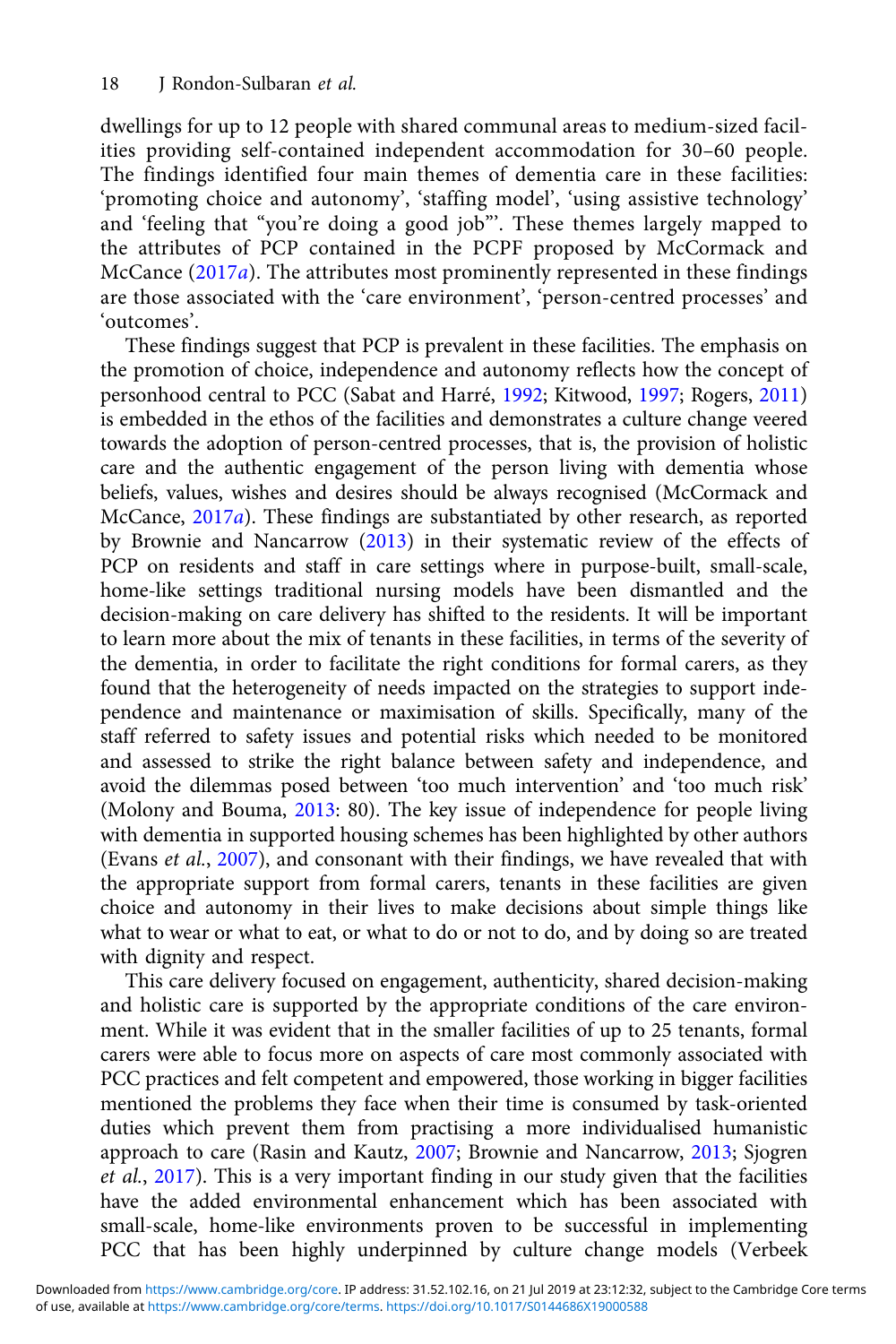dwellings for up to 12 people with shared communal areas to medium-sized facilities providing self-contained independent accommodation for 30–60 people. The findings identified four main themes of dementia care in these facilities: 'promoting choice and autonomy', 'staffing model', 'using assistive technology' and 'feeling that "you're doing a good job"'. These themes largely mapped to the attributes of PCP contained in the PCPF proposed by McCormack and McCance (2017*a*). The attributes most prominently represented in these findings are those associated with the 'care environment', 'person-centred processes' and 'outcomes'.

These findings suggest that PCP is prevalent in these facilities. The emphasis on the promotion of choice, independence and autonomy reflects how the concept of personhood central to PCC (Sabat and Harré, 1992; Kitwood, 1997; Rogers, 2011) is embedded in the ethos of the facilities and demonstrates a culture change veered towards the adoption of person-centred processes, that is, the provision of holistic care and the authentic engagement of the person living with dementia whose beliefs, values, wishes and desires should be always recognised (McCormack and McCance, 2017*a*). These findings are substantiated by other research, as reported by Brownie and Nancarrow (2013) in their systematic review of the effects of PCP on residents and staff in care settings where in purpose-built, small-scale, home-like settings traditional nursing models have been dismantled and the decision-making on care delivery has shifted to the residents. It will be important to learn more about the mix of tenants in these facilities, in terms of the severity of the dementia, in order to facilitate the right conditions for formal carers, as they found that the heterogeneity of needs impacted on the strategies to support independence and maintenance or maximisation of skills. Specifically, many of the staff referred to safety issues and potential risks which needed to be monitored and assessed to strike the right balance between safety and independence, and avoid the dilemmas posed between 'too much intervention' and 'too much risk' (Molony and Bouma, 2013: 80). The key issue of independence for people living with dementia in supported housing schemes has been highlighted by other authors (Evans *et al.*, 2007), and consonant with their findings, we have revealed that with the appropriate support from formal carers, tenants in these facilities are given choice and autonomy in their lives to make decisions about simple things like what to wear or what to eat, or what to do or not to do, and by doing so are treated with dignity and respect.

This care delivery focused on engagement, authenticity, shared decision-making and holistic care is supported by the appropriate conditions of the care environment. While it was evident that in the smaller facilities of up to 25 tenants, formal carers were able to focus more on aspects of care most commonly associated with PCC practices and felt competent and empowered, those working in bigger facilities mentioned the problems they face when their time is consumed by task-oriented duties which prevent them from practising a more individualised humanistic approach to care (Rasin and Kautz, 2007; Brownie and Nancarrow, 2013; Sjogren *et al.*, 2017). This is a very important finding in our study given that the facilities have the added environmental enhancement which has been associated with small-scale, home-like environments proven to be successful in implementing PCC that has been highly underpinned by culture change models (Verbeek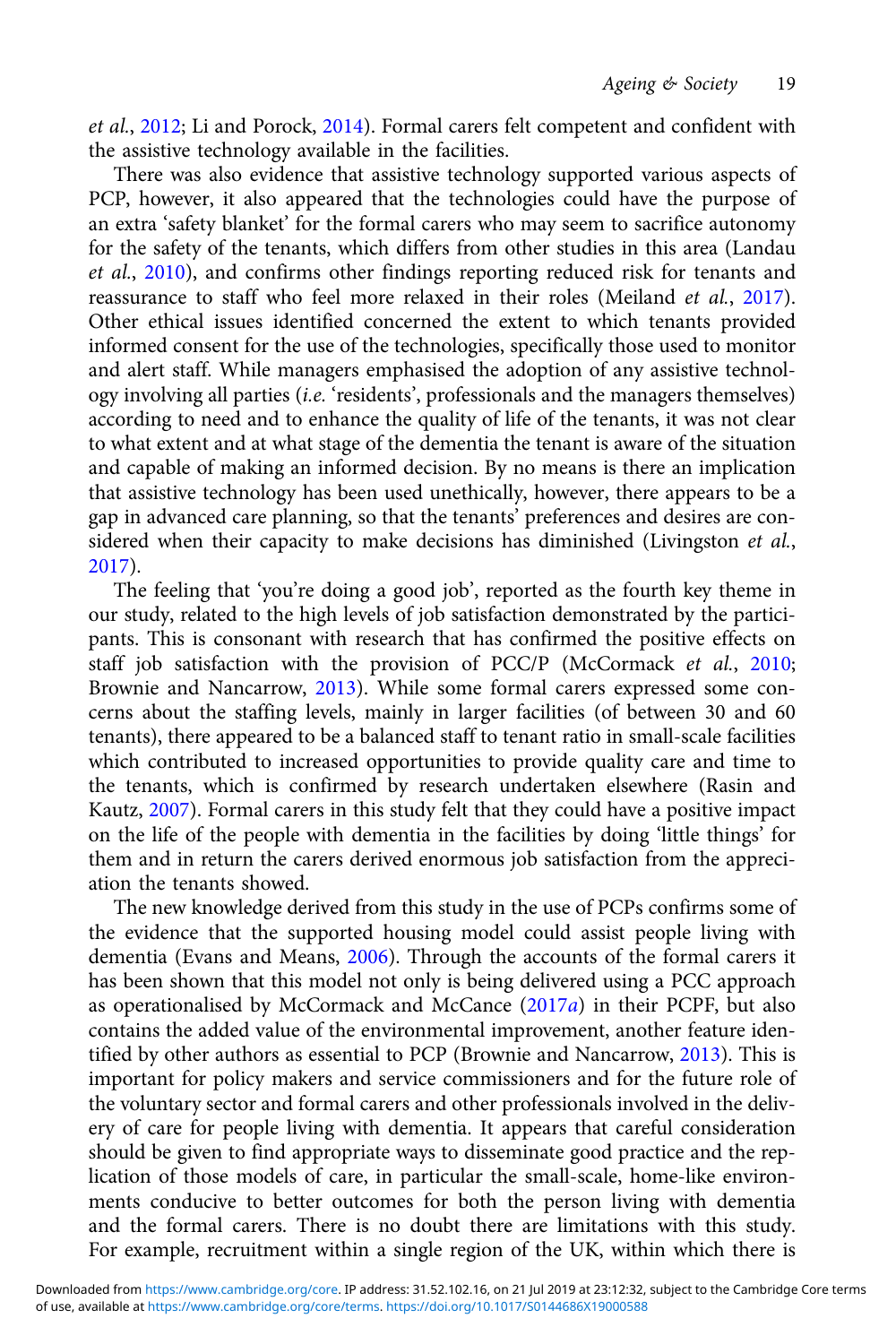*et al.*, 2012; Li and Porock, 2014). Formal carers felt competent and confident with the assistive technology available in the facilities.

There was also evidence that assistive technology supported various aspects of PCP, however, it also appeared that the technologies could have the purpose of an extra 'safety blanket' for the formal carers who may seem to sacrifice autonomy for the safety of the tenants, which differs from other studies in this area (Landau *et al.*, 2010), and confirms other findings reporting reduced risk for tenants and reassurance to staff who feel more relaxed in their roles (Meiland *et al.*, 2017). Other ethical issues identified concerned the extent to which tenants provided informed consent for the use of the technologies, specifically those used to monitor and alert staff. While managers emphasised the adoption of any assistive technology involving all parties (*i.e.* 'residents', professionals and the managers themselves) according to need and to enhance the quality of life of the tenants, it was not clear to what extent and at what stage of the dementia the tenant is aware of the situation and capable of making an informed decision. By no means is there an implication that assistive technology has been used unethically, however, there appears to be a gap in advanced care planning, so that the tenants' preferences and desires are considered when their capacity to make decisions has diminished (Livingston *et al.*, 2017).

The feeling that 'you're doing a good job', reported as the fourth key theme in our study, related to the high levels of job satisfaction demonstrated by the participants. This is consonant with research that has confirmed the positive effects on staff job satisfaction with the provision of PCC/P (McCormack *et al.*, 2010; Brownie and Nancarrow, 2013). While some formal carers expressed some concerns about the staffing levels, mainly in larger facilities (of between 30 and 60 tenants), there appeared to be a balanced staff to tenant ratio in small-scale facilities which contributed to increased opportunities to provide quality care and time to the tenants, which is confirmed by research undertaken elsewhere (Rasin and Kautz, 2007). Formal carers in this study felt that they could have a positive impact on the life of the people with dementia in the facilities by doing 'little things' for them and in return the carers derived enormous job satisfaction from the appreciation the tenants showed.

The new knowledge derived from this study in the use of PCPs confirms some of the evidence that the supported housing model could assist people living with dementia (Evans and Means, 2006). Through the accounts of the formal carers it has been shown that this model not only is being delivered using a PCC approach as operationalised by McCormack and McCance (2017*a*) in their PCPF, but also contains the added value of the environmental improvement, another feature identified by other authors as essential to PCP (Brownie and Nancarrow, 2013). This is important for policy makers and service commissioners and for the future role of the voluntary sector and formal carers and other professionals involved in the delivery of care for people living with dementia. It appears that careful consideration should be given to find appropriate ways to disseminate good practice and the replication of those models of care, in particular the small-scale, home-like environments conducive to better outcomes for both the person living with dementia and the formal carers. There is no doubt there are limitations with this study. For example, recruitment within a single region of the UK, within which there is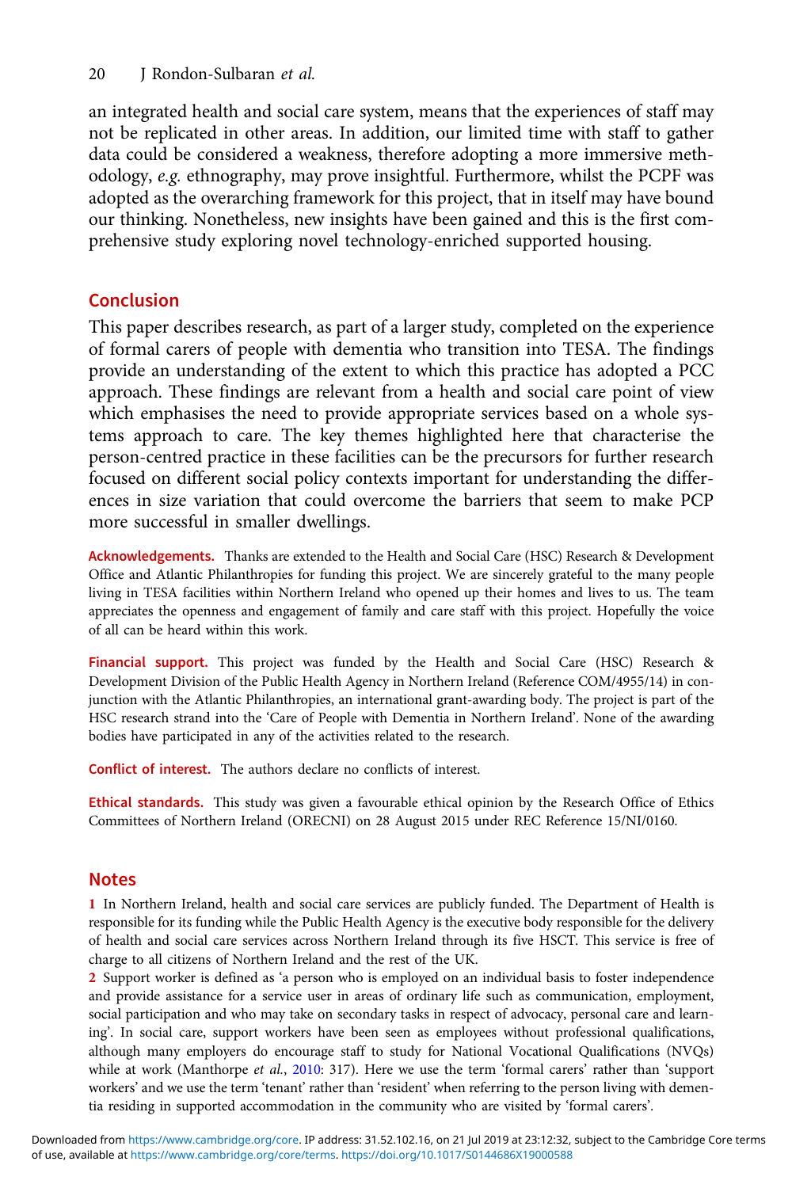an integrated health and social care system, means that the experiences of staff may not be replicated in other areas. In addition, our limited time with staff to gather data could be considered a weakness, therefore adopting a more immersive methodology, *e.g.* ethnography, may prove insightful. Furthermore, whilst the PCPF was adopted as the overarching framework for this project, that in itself may have bound our thinking. Nonetheless, new insights have been gained and this is the first comprehensive study exploring novel technology-enriched supported housing.

## Conclusion

This paper describes research, as part of a larger study, completed on the experience of formal carers of people with dementia who transition into TESA. The findings provide an understanding of the extent to which this practice has adopted a PCC approach. These findings are relevant from a health and social care point of view which emphasises the need to provide appropriate services based on a whole systems approach to care. The key themes highlighted here that characterise the person-centred practice in these facilities can be the precursors for further research focused on different social policy contexts important for understanding the differences in size variation that could overcome the barriers that seem to make PCP more successful in smaller dwellings.

**Acknowledgements.** Thanks are extended to the Health and Social Care (HSC) Research & Development Office and Atlantic Philanthropies for funding this project. We are sincerely grateful to the many people living in TESA facilities within Northern Ireland who opened up their homes and lives to us. The team appreciates the openness and engagement of family and care staff with this project. Hopefully the voice of all can be heard within this work.

**Financial support.** This project was funded by the Health and Social Care (HSC) Research & Development Division of the Public Health Agency in Northern Ireland (Reference COM/4955/14) in conjunction with the Atlantic Philanthropies, an international grant-awarding body. The project is part of the HSC research strand into the 'Care of People with Dementia in Northern Ireland'. None of the awarding bodies have participated in any of the activities related to the research.

**Conflict of interest.** The authors declare no conflicts of interest.

**Ethical standards.** This study was given a favourable ethical opinion by the Research Office of Ethics Committees of Northern Ireland (ORECNI) on 28 August 2015 under REC Reference 15/NI/0160.

## Notes

1 In Northern Ireland, health and social care services are publicly funded. The Department of Health is responsible for its funding while the Public Health Agency is the executive body responsible for the delivery of health and social care services across Northern Ireland through its five HSCT. This service is free of charge to all citizens of Northern Ireland and the rest of the UK.

2 Support worker is defined as 'a person who is employed on an individual basis to foster independence and provide assistance for a service user in areas of ordinary life such as communication, employment, social participation and who may take on secondary tasks in respect of advocacy, personal care and learning'. In social care, support workers have been seen as employees without professional qualifications, although many employers do encourage staff to study for National Vocational Qualifications (NVQs) while at work (Manthorpe *et al.*, 2010: 317). Here we use the term 'formal carers' rather than 'support workers' and we use the term 'tenant' rather than 'resident' when referring to the person living with dementia residing in supported accommodation in the community who are visited by 'formal carers'.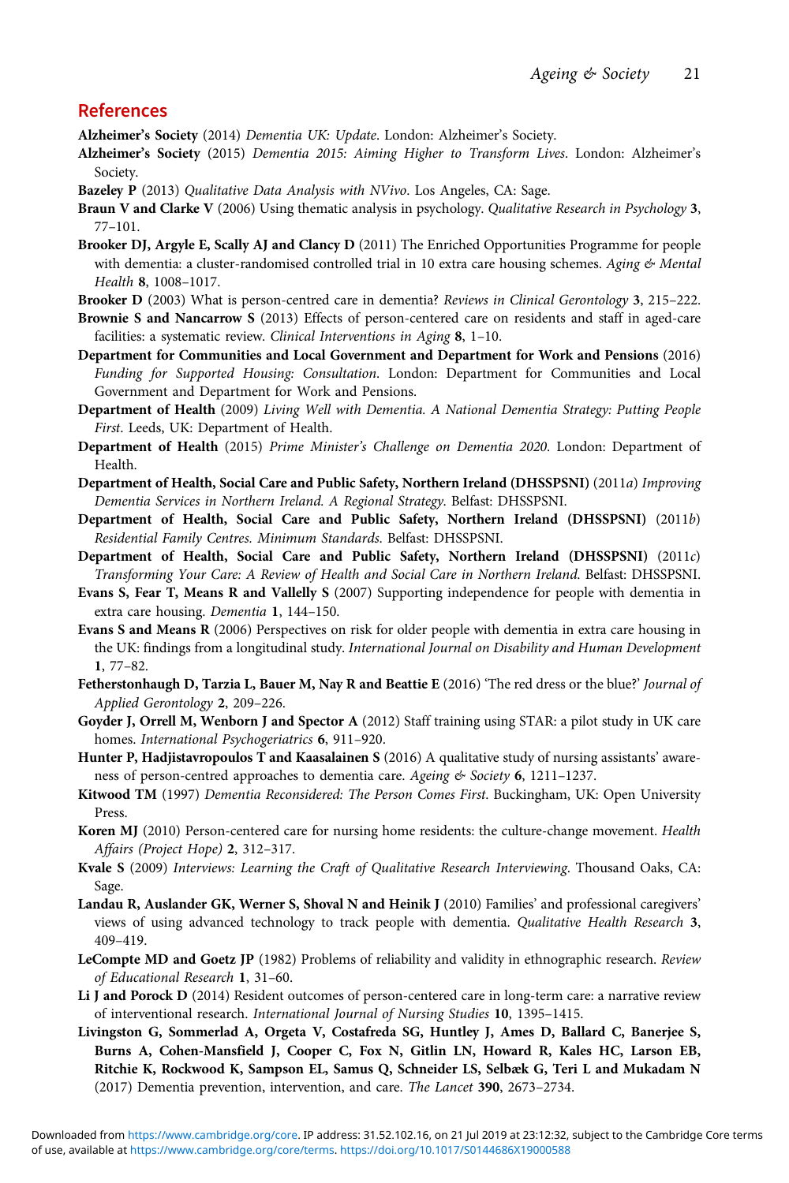## References

**Alzheimer's Society** (2014) *Dementia UK: Update*. London: Alzheimer's Society.

**Alzheimer's Society** (2015) *Dementia 2015: Aiming Higher to Transform Lives*. London: Alzheimer's Society.

**Bazeley P** (2013) *Qualitative Data Analysis with NVivo*. Los Angeles, CA: Sage.

**Braun V and Clarke V** (2006) Using thematic analysis in psychology. *Qualitative Research in Psychology* **3**, 77–101.

**Brooker DJ, Argyle E, Scally AJ and Clancy D** (2011) The Enriched Opportunities Programme for people with dementia: a cluster-randomised controlled trial in 10 extra care housing schemes. *Aging & Mental Health* **8**, 1008–1017.

**Brooker D** (2003) What is person-centred care in dementia? *Reviews in Clinical Gerontology* **3**, 215–222.

**Brownie S and Nancarrow S** (2013) Effects of person-centered care on residents and staff in aged-care facilities: a systematic review. *Clinical Interventions in Aging* **8**, 1–10.

**Department for Communities and Local Government and Department for Work and Pensions** (2016) *Funding for Supported Housing: Consultation*. London: Department for Communities and Local Government and Department for Work and Pensions.

**Department of Health** (2009) *Living Well with Dementia. A National Dementia Strategy: Putting People First*. Leeds, UK: Department of Health.

**Department of Health** (2015) *Prime Minister's Challenge on Dementia 2020*. London: Department of Health.

**Department of Health, Social Care and Public Safety, Northern Ireland (DHSSPSNI)** (2011*a*) *Improving Dementia Services in Northern Ireland. A Regional Strategy*. Belfast: DHSSPSNI.

**Department of Health, Social Care and Public Safety, Northern Ireland (DHSSPSNI)** (2011*b*) *Residential Family Centres. Minimum Standards*. Belfast: DHSSPSNI.

**Department of Health, Social Care and Public Safety, Northern Ireland (DHSSPSNI)** (2011*c*) *Transforming Your Care: A Review of Health and Social Care in Northern Ireland*. Belfast: DHSSPSNI.

**Evans S, Fear T, Means R and Vallelly S** (2007) Supporting independence for people with dementia in extra care housing. *Dementia* **1**, 144–150.

**Evans S and Means R** (2006) Perspectives on risk for older people with dementia in extra care housing in the UK: findings from a longitudinal study. *International Journal on Disability and Human Development* **1**, 77–82.

**Fetherstonhaugh D, Tarzia L, Bauer M, Nay R and Beattie E** (2016) 'The red dress or the blue?' *Journal of Applied Gerontology* **2**, 209–226.

**Goyder J, Orrell M, Wenborn J and Spector A** (2012) Staff training using STAR: a pilot study in UK care homes. *International Psychogeriatrics* **6**, 911–920.

**Hunter P, Hadjistavropoulos T and Kaasalainen S** (2016) A qualitative study of nursing assistants' awareness of person-centred approaches to dementia care. *Ageing & Society* **6**, 1211–1237.

**Kitwood TM** (1997) *Dementia Reconsidered: The Person Comes First*. Buckingham, UK: Open University Press.

**Koren MJ** (2010) Person-centered care for nursing home residents: the culture-change movement. *Health Affairs (Project Hope)* **2**, 312–317.

**Kvale S** (2009) *Interviews: Learning the Craft of Qualitative Research Interviewing*. Thousand Oaks, CA: Sage.

**Landau R, Auslander GK, Werner S, Shoval N and Heinik J** (2010) Families' and professional caregivers' views of using advanced technology to track people with dementia. *Qualitative Health Research* **3**, 409–419.

**LeCompte MD and Goetz JP** (1982) Problems of reliability and validity in ethnographic research. *Review of Educational Research* **1**, 31–60.

**Li J and Porock D** (2014) Resident outcomes of person-centered care in long-term care: a narrative review of interventional research. *International Journal of Nursing Studies* **10**, 1395–1415.

**Livingston G, Sommerlad A, Orgeta V, Costafreda SG, Huntley J, Ames D, Ballard C, Banerjee S, Burns A, Cohen-Mansfield J, Cooper C, Fox N, Gitlin LN, Howard R, Kales HC, Larson EB, Ritchie K, Rockwood K, Sampson EL, Samus Q, Schneider LS, Selbæk G, Teri L and Mukadam N** (2017) Dementia prevention, intervention, and care. *The Lancet* **390**, 2673–2734.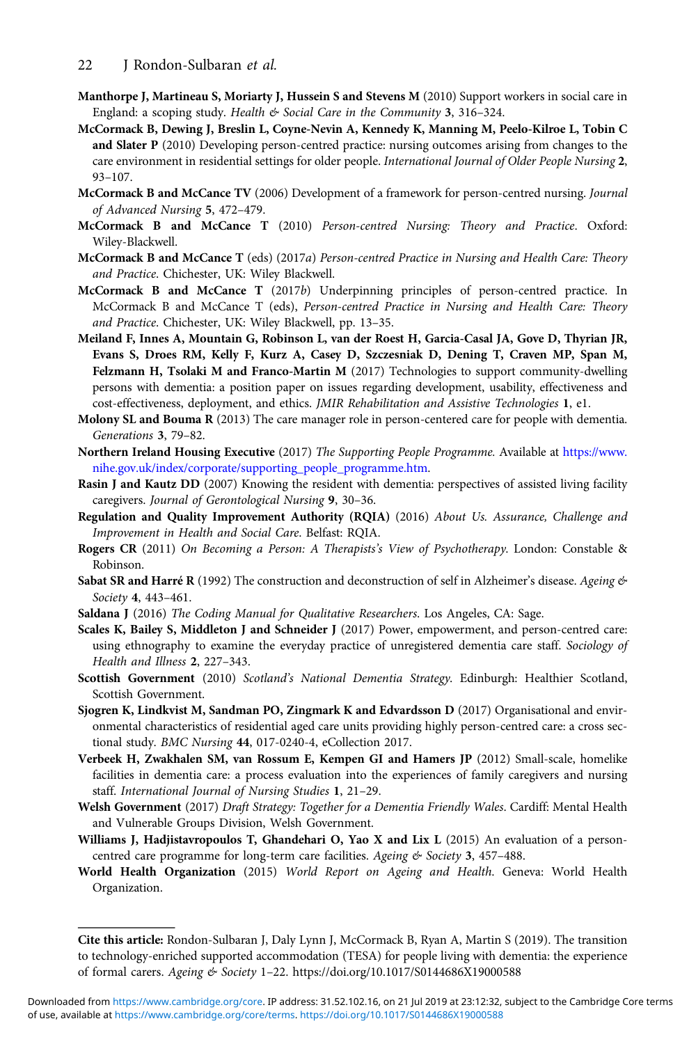**Manthorpe J, Martineau S, Moriarty J, Hussein S and Stevens M** (2010) Support workers in social care in England: a scoping study. *Health & Social Care in the Community* **3**, 316–324.

**McCormack B, Dewing J, Breslin L, Coyne-Nevin A, Kennedy K, Manning M, Peelo-Kilroe L, Tobin C and Slater P** (2010) Developing person-centred practice: nursing outcomes arising from changes to the care environment in residential settings for older people. *International Journal of Older People Nursing* **2**, 93–107.

**McCormack B and McCance TV** (2006) Development of a framework for person-centred nursing. *Journal of Advanced Nursing* **5**, 472–479.

**McCormack B and McCance T** (2010) *Person-centred Nursing: Theory and Practice*. Oxford: Wiley-Blackwell.

**McCormack B and McCance T** (eds) (2017*a*) *Person-centred Practice in Nursing and Health Care: Theory and Practice*. Chichester, UK: Wiley Blackwell.

**McCormack B and McCance T** (2017*b*) Underpinning principles of person-centred practice. In McCormack B and McCance T (eds), *Person-centred Practice in Nursing and Health Care: Theory and Practice*. Chichester, UK: Wiley Blackwell, pp. 13–35.

**Meiland F, Innes A, Mountain G, Robinson L, van der Roest H, Garcia-Casal JA, Gove D, Thyrian JR, Evans S, Droes RM, Kelly F, Kurz A, Casey D, Szczesniak D, Dening T, Craven MP, Span M, Felzmann H, Tsolaki M and Franco-Martin M** (2017) Technologies to support community-dwelling persons with dementia: a position paper on issues regarding development, usability, effectiveness and cost-effectiveness, deployment, and ethics. *JMIR Rehabilitation and Assistive Technologies* **1**, e1.

**Molony SL and Bouma R** (2013) The care manager role in person-centered care for people with dementia. *Generations* **3**, 79–82.

**Northern Ireland Housing Executive** (2017) *The Supporting People Programme.* Available at https://www.nihe.gov.uk/index/corporate/supporting_people_programme.htm.

**Rasin J and Kautz DD** (2007) Knowing the resident with dementia: perspectives of assisted living facility caregivers. *Journal of Gerontological Nursing* **9**, 30–36.

**Regulation and Quality Improvement Authority (RQIA)** (2016) *About Us. Assurance, Challenge and Improvement in Health and Social Care*. Belfast: RQIA.

**Rogers CR** (2011) *On Becoming a Person: A Therapists's View of Psychotherapy*. London: Constable & Robinson.

**Sabat SR and Harré R** (1992) The construction and deconstruction of self in Alzheimer's disease. *Ageing & Society* **4**, 443–461.

**Saldana J** (2016) *The Coding Manual for Qualitative Researchers*. Los Angeles, CA: Sage.

**Scales K, Bailey S, Middleton J and Schneider J** (2017) Power, empowerment, and person-centred care: using ethnography to examine the everyday practice of unregistered dementia care staff. *Sociology of Health and Illness* **2**, 227–343.

**Scottish Government** (2010) *Scotland's National Dementia Strategy*. Edinburgh: Healthier Scotland, Scottish Government.

**Sjogren K, Lindkvist M, Sandman PO, Zingmark K and Edvardsson D** (2017) Organisational and environmental characteristics of residential aged care units providing highly person-centred care: a cross sectional study. *BMC Nursing* **44**, 017-0240-4, eCollection 2017.

**Verbeek H, Zwakhalen SM, van Rossum E, Kempen GI and Hamers JP** (2012) Small-scale, homelike facilities in dementia care: a process evaluation into the experiences of family caregivers and nursing staff. *International Journal of Nursing Studies* **1**, 21–29.

**Welsh Government** (2017) *Draft Strategy: Together for a Dementia Friendly Wales*. Cardiff: Mental Health and Vulnerable Groups Division, Welsh Government.

**Williams J, Hadjistavropoulos T, Ghandehari O, Yao X and Lix L** (2015) An evaluation of a person-centred care programme for long-term care facilities. *Ageing & Society* **3**, 457–488.

**World Health Organization** (2015) *World Report on Ageing and Health*. Geneva: World Health Organization.

---

**Cite this article:** Rondon-Sulbaran J, Daly Lynn J, McCormack B, Ryan A, Martin S (2019). The transition to technology-enriched supported accommodation (TESA) for people living with dementia: the experience of formal carers. *Ageing & Society* 1–22. https://doi.org/10.1017/S0144686X19000588